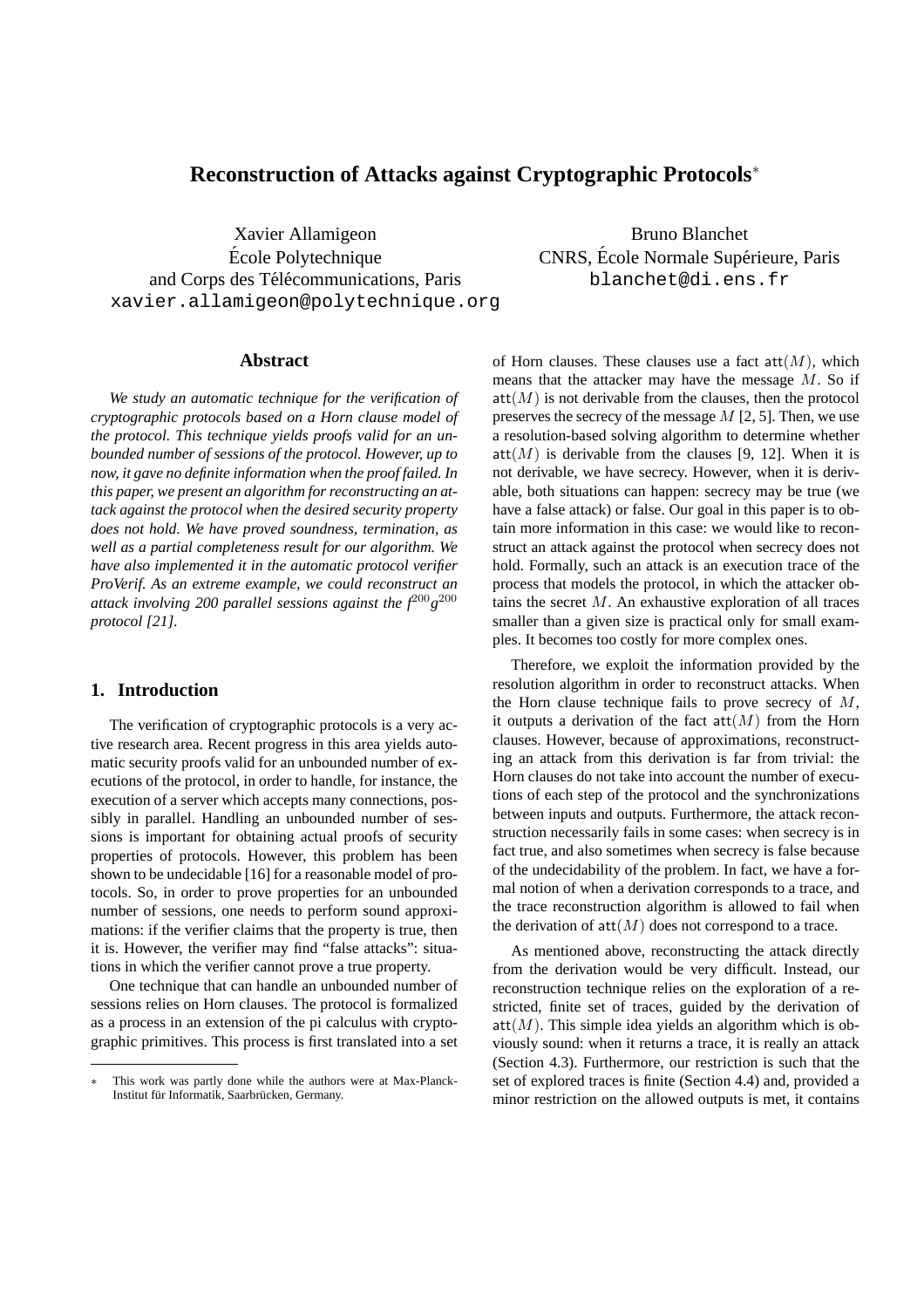# Reconstruction of Attacks against Cryptographic Protocols*

Xavier Allamigeon
École Polytechnique
and Corps des Télécommunications, Paris
xavier.allamigeon@polytechnique.org

Bruno Blanchet
CNRS, École Normale Supérieure, Paris
blanchet@di.ens.fr

## Abstract

*We study an automatic technique for the verification of cryptographic protocols based on a Horn clause model of the protocol. This technique yields proofs valid for an unbounded number of sessions of the protocol. However, up to now, it gave no definite information when the proof failed. In this paper, we present an algorithm for reconstructing an attack against the protocol when the desired security property does not hold. We have proved soundness, termination, as well as a partial completeness result for our algorithm. We have also implemented it in the automatic protocol verifier ProVerif. As an extreme example, we could reconstruct an attack involving 200 parallel sessions against the $f^{200}g^{200}$ protocol [21].*

## 1. Introduction

The verification of cryptographic protocols is a very active research area. Recent progress in this area yields automatic security proofs valid for an unbounded number of executions of the protocol, in order to handle, for instance, the execution of a server which accepts many connections, possibly in parallel. Handling an unbounded number of sessions is important for obtaining actual proofs of security properties of protocols. However, this problem has been shown to be undecidable [16] for a reasonable model of protocols. So, in order to prove properties for an unbounded number of sessions, one needs to perform sound approximations: if the verifier claims that the property is true, then it is. However, the verifier may find "false attacks": situations in which the verifier cannot prove a true property.

One technique that can handle an unbounded number of sessions relies on Horn clauses. The protocol is formalized as a process in an extension of the pi calculus with cryptographic primitives. This process is first translated into a set of Horn clauses. These clauses use a fact $\mathsf{att}(M)$, which means that the attacker may have the message $M$. So if $\mathsf{att}(M)$ is not derivable from the clauses, then the protocol preserves the secrecy of the message $M$ [2, 5]. Then, we use a resolution-based solving algorithm to determine whether $\mathsf{att}(M)$ is derivable from the clauses [9, 12]. When it is not derivable, we have secrecy. However, when it is derivable, both situations can happen: secrecy may be true (we have a false attack) or false. Our goal in this paper is to obtain more information in this case: we would like to reconstruct an attack against the protocol when secrecy does not hold. Formally, such an attack is an execution trace of the process that models the protocol, in which the attacker obtains the secret $M$. An exhaustive exploration of all traces smaller than a given size is practical only for small examples. It becomes too costly for more complex ones.

Therefore, we exploit the information provided by the resolution algorithm in order to reconstruct attacks. When the Horn clause technique fails to prove secrecy of $M$, it outputs a derivation of the fact $\mathsf{att}(M)$ from the Horn clauses. However, because of approximations, reconstructing an attack from this derivation is far from trivial: the Horn clauses do not take into account the number of executions of each step of the protocol and the synchronizations between inputs and outputs. Furthermore, the attack reconstruction necessarily fails in some cases: when secrecy is in fact true, and also sometimes when secrecy is false because of the undecidability of the problem. In fact, we have a formal notion of when a derivation corresponds to a trace, and the trace reconstruction algorithm is allowed to fail when the derivation of $\mathsf{att}(M)$ does not correspond to a trace.

As mentioned above, reconstructing the attack directly from the derivation would be very difficult. Instead, our reconstruction technique relies on the exploration of a restricted, finite set of traces, guided by the derivation of $\mathsf{att}(M)$. This simple idea yields an algorithm which is obviously sound: when it returns a trace, it is really an attack (Section 4.3). Furthermore, our restriction is such that the set of explored traces is finite (Section 4.4) and, provided a minor restriction on the allowed outputs is met, it contains

---

* This work was partly done while the authors were at Max-Planck-Institut für Informatik, Saarbrücken, Germany.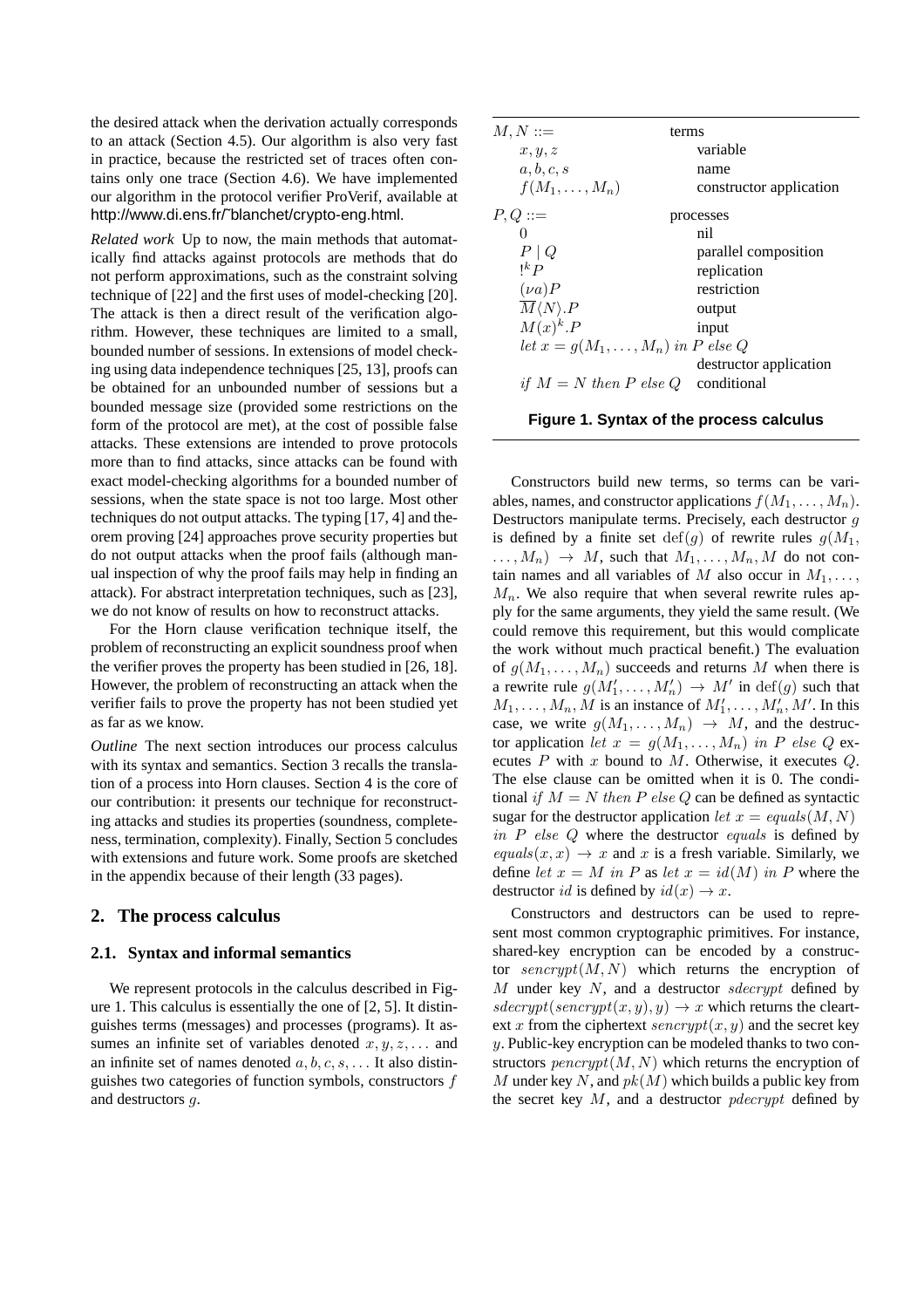the desired attack when the derivation actually corresponds to an attack (Section 4.5). Our algorithm is also very fast in practice, because the restricted set of traces often contains only one trace (Section 4.6). We have implemented our algorithm in the protocol verifier ProVerif, available at http://www.di.ens.fr/˜blanchet/crypto-eng.html.

*Related work* Up to now, the main methods that automatically find attacks against protocols are methods that do not perform approximations, such as the constraint solving technique of [22] and the first uses of model-checking [20]. The attack is then a direct result of the verification algorithm. However, these techniques are limited to a small, bounded number of sessions. In extensions of model checking using data independence techniques [25, 13], proofs can be obtained for an unbounded number of sessions but a bounded message size (provided some restrictions on the form of the protocol are met), at the cost of possible false attacks. These extensions are intended to prove protocols more than to find attacks, since attacks can be found with exact model-checking algorithms for a bounded number of sessions, when the state space is not too large. Most other techniques do not output attacks. The typing [17, 4] and theorem proving [24] approaches prove security properties but do not output attacks when the proof fails (although manual inspection of why the proof fails may help in finding an attack). For abstract interpretation techniques, such as [23], we do not know of results on how to reconstruct attacks.

For the Horn clause verification technique itself, the problem of reconstructing an explicit soundness proof when the verifier proves the property has been studied in [26, 18]. However, the problem of reconstructing an attack when the verifier fails to prove the property has not been studied yet as far as we know.

*Outline* The next section introduces our process calculus with its syntax and semantics. Section 3 recalls the translation of a process into Horn clauses. Section 4 is the core of our contribution: it presents our technique for reconstructing attacks and studies its properties (soundness, completeness, termination, complexity). Finally, Section 5 concludes with extensions and future work. Some proofs are sketched in the appendix because of their length (33 pages).

## 2. The process calculus

### 2.1. Syntax and informal semantics

We represent protocols in the calculus described in Figure 1. This calculus is essentially the one of [2, 5]. It distinguishes terms (messages) and processes (programs). It assumes an infinite set of variables denoted $x, y, z, \dots$ and an infinite set of names denoted $a, b, c, s, \dots$ It also distinguishes two categories of function symbols, constructors $f$ and destructors $g$.

| | |
|---|---|
| $M, N ::=$ | terms |
| $\quad x, y, z$ | variable |
| $\quad a, b, c, s$ | name |
| $\quad f(M_1, \dots, M_n)$ | constructor application |
| $P, Q ::=$ | processes |
| $\quad 0$ | nil |
| $\quad P \mid Q$ | parallel composition |
| $\quad !^k P$ | replication |
| $\quad (\nu a)P$ | restriction |
| $\quad \overline{M}\langle N\rangle.P$ | output |
| $\quad M(x)^k.P$ | input |
| $\quad let\ x = g(M_1, \dots, M_n)\ in\ P\ else\ Q$ | destructor application |
| $\quad if\ M = N\ then\ P\ else\ Q$ | conditional |

**Figure 1. Syntax of the process calculus**

Constructors build new terms, so terms can be variables, names, and constructor applications $f(M_1, \dots, M_n)$. Destructors manipulate terms. Precisely, each destructor $g$ is defined by a finite set $\mathrm{def}(g)$ of rewrite rules $g(M_1, \dots, M_n) \rightarrow M$, such that $M_1, \dots, M_n, M$ do not contain names and all variables of $M$ also occur in $M_1, \dots, M_n$. We also require that when several rewrite rules apply for the same arguments, they yield the same result. (We could remove this requirement, but this would complicate the work without much practical benefit.) The evaluation of $g(M_1, \dots, M_n)$ succeeds and returns $M$ when there is a rewrite rule $g(M'_1, \dots, M'_n) \rightarrow M'$ in $\mathrm{def}(g)$ such that $M_1, \dots, M_n, M$ is an instance of $M'_1, \dots, M'_n, M'$. In this case, we write $g(M_1, \dots, M_n) \rightarrow M$, and the destructor application $let\ x = g(M_1, \dots, M_n)\ in\ P\ else\ Q$ executes $P$ with $x$ bound to $M$. Otherwise, it executes $Q$. The else clause can be omitted when it is 0. The conditional $if\ M = N\ then\ P\ else\ Q$ can be defined as syntactic sugar for the destructor application $let\ x = equals(M, N)\ in\ P\ else\ Q$ where the destructor $equals$ is defined by $equals(x, x) \rightarrow x$ and $x$ is a fresh variable. Similarly, we define $let\ x = M\ in\ P$ as $let\ x = id(M)\ in\ P$ where the destructor $id$ is defined by $id(x) \rightarrow x$.

Constructors and destructors can be used to represent most common cryptographic primitives. For instance, shared-key encryption can be encoded by a constructor $sencrypt(M, N)$ which returns the encryption of $M$ under key $N$, and a destructor $sdecrypt$ defined by $sdecrypt(sencrypt(x, y), y) \rightarrow x$ which returns the cleartext $x$ from the ciphertext $sencrypt(x, y)$ and the secret key $y$. Public-key encryption can be modeled thanks to two constructors $pencrypt(M, N)$ which returns the encryption of $M$ under key $N$, and $pk(M)$ which builds a public key from the secret key $M$, and a destructor $pdecrypt$ defined by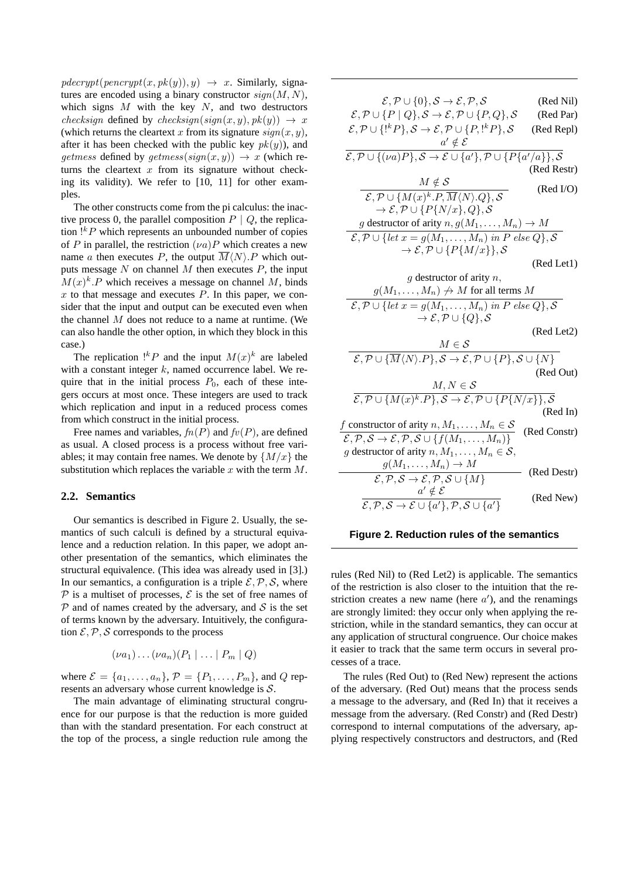$pdecrypt(pencrypt(x, pk(y)), y) \rightarrow x$. Similarly, signatures are encoded using a binary constructor $sign(M, N)$, which signs $M$ with the key $N$, and two destructors $checksign$ defined by $checksign(sign(x, y), pk(y)) \rightarrow x$ (which returns the cleartext $x$ from its signature $sign(x, y)$, after it has been checked with the public key $pk(y)$), and $getmess$ defined by $getmess(sign(x, y)) \rightarrow x$ (which returns the cleartext $x$ from its signature without checking its validity). We refer to [10, 11] for other examples.

The other constructs come from the pi calculus: the inactive process 0, the parallel composition $P \mid Q$, the replication $!^k P$ which represents an unbounded number of copies of $P$ in parallel, the restriction $(\nu a)P$ which creates a new name $a$ then executes $P$, the output $\overline{M}\langle N \rangle.P$ which outputs message $N$ on channel $M$ then executes $P$, the input $M(x)^k.P$ which receives a message on channel $M$, binds $x$ to that message and executes $P$. In this paper, we consider that the input and output can be executed even when the channel $M$ does not reduce to a name at runtime. (We can also handle the other option, in which they block in this case.)

The replication $!^k P$ and the input $M(x)^k$ are labeled with a constant integer $k$, named occurrence label. We require that in the initial process $P_0$, each of these integers occurs at most once. These integers are used to track which replication and input in a reduced process comes from which construct in the initial process.

Free names and variables, $fn(P)$ and $fv(P)$, are defined as usual. A closed process is a process without free variables; it may contain free names. We denote by $\{M/x\}$ the substitution which replaces the variable $x$ with the term $M$.

### 2.2. Semantics

Our semantics is described in Figure 2. Usually, the semantics of such calculi is defined by a structural equivalence and a reduction relation. In this paper, we adopt another presentation of the semantics, which eliminates the structural equivalence. (This idea was already used in [3].) In our semantics, a configuration is a triple $\mathcal{E}, \mathcal{P}, \mathcal{S}$, where $\mathcal{P}$ is a multiset of processes, $\mathcal{E}$ is the set of free names of $\mathcal{P}$ and of names created by the adversary, and $\mathcal{S}$ is the set of terms known by the adversary. Intuitively, the configuration $\mathcal{E}, \mathcal{P}, \mathcal{S}$ corresponds to the process

$$(\nu a_1) \dots (\nu a_n)(P_1 \mid \dots \mid P_m \mid Q)$$

where $\mathcal{E} = \{a_1, \dots, a_n\}$, $\mathcal{P} = \{P_1, \dots, P_m\}$, and $Q$ represents an adversary whose current knowledge is $\mathcal{S}$.

The main advantage of eliminating structural congruence for our purpose is that the reduction is more guided than with the standard presentation. For each construct at the top of the process, a single reduction rule among the rules (Red Nil) to (Red Let2) is applicable. The semantics of the restriction is also closer to the intuition that the restriction creates a new name (here $a'$), and the renamings are strongly limited: they occur only when applying the restriction, while in the standard semantics, they can occur at any application of structural congruence. Our choice makes it easier to track that the same term occurs in several processes of a trace.

The rules (Red Out) to (Red New) represent the actions of the adversary. (Red Out) means that the process sends a message to the adversary, and (Red In) that it receives a message from the adversary. (Red Constr) and (Red Destr) correspond to internal computations of the adversary, applying respectively constructors and destructors, and (Red

$$\mathcal{E}, \mathcal{P} \cup \{0\}, \mathcal{S} \rightarrow \mathcal{E}, \mathcal{P}, \mathcal{S} \qquad \text{(Red Nil)}$$

$$\mathcal{E}, \mathcal{P} \cup \{P \mid Q\}, \mathcal{S} \rightarrow \mathcal{E}, \mathcal{P} \cup \{P, Q\}, \mathcal{S} \qquad \text{(Red Par)}$$

$$\mathcal{E}, \mathcal{P} \cup \{!^k P\}, \mathcal{S} \rightarrow \mathcal{E}, \mathcal{P} \cup \{P, !^k P\}, \mathcal{S} \qquad \text{(Red Repl)}$$

$$\frac{a' \notin \mathcal{E}}{\mathcal{E}, \mathcal{P} \cup \{(\nu a)P\}, \mathcal{S} \rightarrow \mathcal{E} \cup \{a'\}, \mathcal{P} \cup \{P\{a'/a\}\}, \mathcal{S}} \qquad \text{(Red Restr)}$$

$$\frac{M \notin \mathcal{S}}{\mathcal{E}, \mathcal{P} \cup \{M(x)^k.P, \overline{M}\langle N \rangle.Q\}, \mathcal{S} \rightarrow \mathcal{E}, \mathcal{P} \cup \{P\{N/x\}, Q\}, \mathcal{S}} \qquad \text{(Red I/O)}$$

$$\frac{g \text{ destructor of arity } n, g(M_1, \dots, M_n) \rightarrow M}{\mathcal{E}, \mathcal{P} \cup \{let\ x = g(M_1, \dots, M_n)\ in\ P\ else\ Q\}, \mathcal{S} \rightarrow \mathcal{E}, \mathcal{P} \cup \{P\{M/x\}\}, \mathcal{S}} \qquad \text{(Red Let1)}$$

$$\frac{g \text{ destructor of arity } n, \quad g(M_1, \dots, M_n) \not\rightarrow M \text{ for all terms } M}{\mathcal{E}, \mathcal{P} \cup \{let\ x = g(M_1, \dots, M_n)\ in\ P\ else\ Q\}, \mathcal{S} \rightarrow \mathcal{E}, \mathcal{P} \cup \{Q\}, \mathcal{S}} \qquad \text{(Red Let2)}$$

$$\frac{M \in \mathcal{S}}{\mathcal{E}, \mathcal{P} \cup \{\overline{M}\langle N \rangle.P\}, \mathcal{S} \rightarrow \mathcal{E}, \mathcal{P} \cup \{P\}, \mathcal{S} \cup \{N\}} \qquad \text{(Red Out)}$$

$$\frac{M, N \in \mathcal{S}}{\mathcal{E}, \mathcal{P} \cup \{M(x)^k.P\}, \mathcal{S} \rightarrow \mathcal{E}, \mathcal{P} \cup \{P\{N/x\}\}, \mathcal{S}} \qquad \text{(Red In)}$$

$$\frac{f \text{ constructor of arity } n, M_1, \dots, M_n \in \mathcal{S}}{\mathcal{E}, \mathcal{P}, \mathcal{S} \rightarrow \mathcal{E}, \mathcal{P}, \mathcal{S} \cup \{f(M_1, \dots, M_n)\}} \qquad \text{(Red Constr)}$$

$$\frac{g \text{ destructor of arity } n, M_1, \dots, M_n \in \mathcal{S}, \quad g(M_1, \dots, M_n) \rightarrow M}{\mathcal{E}, \mathcal{P}, \mathcal{S} \rightarrow \mathcal{E}, \mathcal{P}, \mathcal{S} \cup \{M\}} \qquad \text{(Red Destr)}$$

$$\frac{a' \notin \mathcal{E}}{\mathcal{E}, \mathcal{P}, \mathcal{S} \rightarrow \mathcal{E} \cup \{a'\}, \mathcal{P}, \mathcal{S} \cup \{a'\}} \qquad \text{(Red New)}$$

**Figure 2. Reduction rules of the semantics**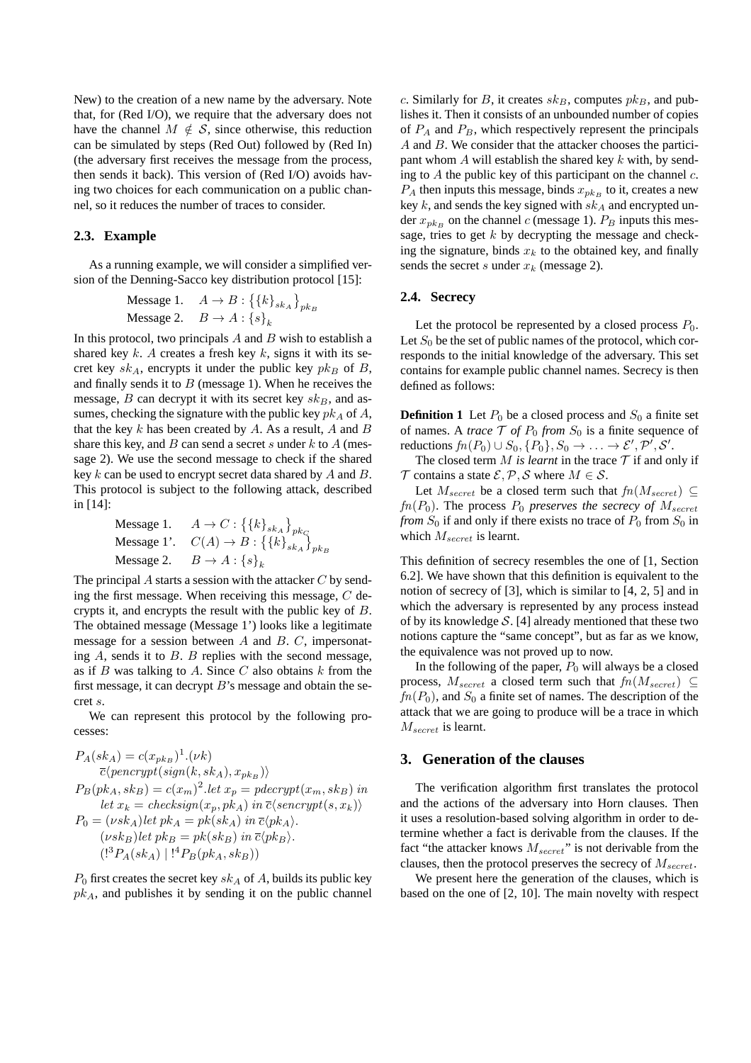New) to the creation of a new name by the adversary. Note that, for (Red I/O), we require that the adversary does not have the channel $M \notin \mathcal{S}$, since otherwise, this reduction can be simulated by steps (Red Out) followed by (Red In) (the adversary first receives the message from the process, then sends it back). This version of (Red I/O) avoids having two choices for each communication on a public channel, so it reduces the number of traces to consider.

### 2.3. Example

As a running example, we will consider a simplified version of the Denning-Sacco key distribution protocol [15]:

$$\begin{array}{ll} \text{Message 1.} & A \to B : \left\{\{k\}_{sk_A}\right\}_{pk_B} \\ \text{Message 2.} & B \to A : \{s\}_k \end{array}$$

In this protocol, two principals $A$ and $B$ wish to establish a shared key $k$. $A$ creates a fresh key $k$, signs it with its secret key $sk_A$, encrypts it under the public key $pk_B$ of $B$, and finally sends it to $B$ (message 1). When he receives the message, $B$ can decrypt it with its secret key $sk_B$, and assumes, checking the signature with the public key $pk_A$ of $A$, that the key $k$ has been created by $A$. As a result, $A$ and $B$ share this key, and $B$ can send a secret $s$ under $k$ to $A$ (message 2). We use the second message to check if the shared key $k$ can be used to encrypt secret data shared by $A$ and $B$. This protocol is subject to the following attack, described in [14]:

$$\begin{array}{ll} \text{Message 1.} & A \to C : \left\{\{k\}_{sk_A}\right\}_{pk_C} \\ \text{Message 1'.} & C(A) \to B : \left\{\{k\}_{sk_A}\right\}_{pk_B} \\ \text{Message 2.} & B \to A : \{s\}_k \end{array}$$

The principal $A$ starts a session with the attacker $C$ by sending the first message. When receiving this message, $C$ decrypts it, and encrypts the result with the public key of $B$. The obtained message (Message 1') looks like a legitimate message for a session between $A$ and $B$. $C$, impersonating $A$, sends it to $B$. $B$ replies with the second message, as if $B$ was talking to $A$. Since $C$ also obtains $k$ from the first message, it can decrypt $B$'s message and obtain the secret $s$.

We can represent this protocol by the following processes:

$$\begin{array}{l}
P_A(sk_A) = c(x_{pk_B})^1.(\nu k) \\
\quad \overline{c}\langle pencrypt(sign(k, sk_A), x_{pk_B})\rangle \\
P_B(pk_A, sk_B) = c(x_m)^2.let\ x_p = pdecrypt(x_m, sk_B)\ in \\
\quad let\ x_k = checksign(x_p, pk_A)\ in\ \overline{c}\langle sencrypt(s, x_k)\rangle \\
P_0 = (\nu sk_A) let\ pk_A = pk(sk_A)\ in\ \overline{c}\langle pk_A\rangle. \\
\quad (\nu sk_B) let\ pk_B = pk(sk_B)\ in\ \overline{c}\langle pk_B\rangle. \\
\quad (!^3 P_A(sk_A) \mid !^4 P_B(pk_A, sk_B))
\end{array}$$

$P_0$ first creates the secret key $sk_A$ of $A$, builds its public key $pk_A$, and publishes it by sending it on the public channel $c$. Similarly for $B$, it creates $sk_B$, computes $pk_B$, and publishes it. Then it consists of an unbounded number of copies of $P_A$ and $P_B$, which respectively represent the principals $A$ and $B$. We consider that the attacker chooses the participant whom $A$ will establish the shared key $k$ with, by sending to $A$ the public key of this participant on the channel $c$. $P_A$ then inputs this message, binds $x_{pk_B}$ to it, creates a new key $k$, and sends the key signed with $sk_A$ and encrypted under $x_{pk_B}$ on the channel $c$ (message 1). $P_B$ inputs this message, tries to get $k$ by decrypting the message and checking the signature, binds $x_k$ to the obtained key, and finally sends the secret $s$ under $x_k$ (message 2).

### 2.4. Secrecy

Let the protocol be represented by a closed process $P_0$. Let $S_0$ be the set of public names of the protocol, which corresponds to the initial knowledge of the adversary. This set contains for example public channel names. Secrecy is then defined as follows:

**Definition 1** Let $P_0$ be a closed process and $S_0$ a finite set of names. A *trace* $\mathcal{T}$ *of* $P_0$ *from* $S_0$ is a finite sequence of reductions $fn(P_0) \cup S_0, \{P_0\}, S_0 \to \ldots \to \mathcal{E}', \mathcal{P}', \mathcal{S}'$.

The closed term $M$ *is learnt* in the trace $\mathcal{T}$ if and only if $\mathcal{T}$ contains a state $\mathcal{E}, \mathcal{P}, \mathcal{S}$ where $M \in \mathcal{S}$.

Let $M_{secret}$ be a closed term such that $fn(M_{secret}) \subseteq fn(P_0)$. The process $P_0$ *preserves the secrecy of* $M_{secret}$ *from* $S_0$ if and only if there exists no trace of $P_0$ from $S_0$ in which $M_{secret}$ is learnt.

This definition of secrecy resembles the one of [1, Section 6.2]. We have shown that this definition is equivalent to the notion of secrecy of [3], which is similar to [4, 2, 5] and in which the adversary is represented by any process instead of by its knowledge $\mathcal{S}$. [4] already mentioned that these two notions capture the "same concept", but as far as we know, the equivalence was not proved up to now.

In the following of the paper, $P_0$ will always be a closed process, $M_{secret}$ a closed term such that $fn(M_{secret}) \subseteq fn(P_0)$, and $S_0$ a finite set of names. The description of the attack that we are going to produce will be a trace in which $M_{secret}$ is learnt.

## 3. Generation of the clauses

The verification algorithm first translates the protocol and the actions of the adversary into Horn clauses. Then it uses a resolution-based solving algorithm in order to determine whether a fact is derivable from the clauses. If the fact "the attacker knows $M_{secret}$" is not derivable from the clauses, then the protocol preserves the secrecy of $M_{secret}$.

We present here the generation of the clauses, which is based on the one of [2, 10]. The main novelty with respect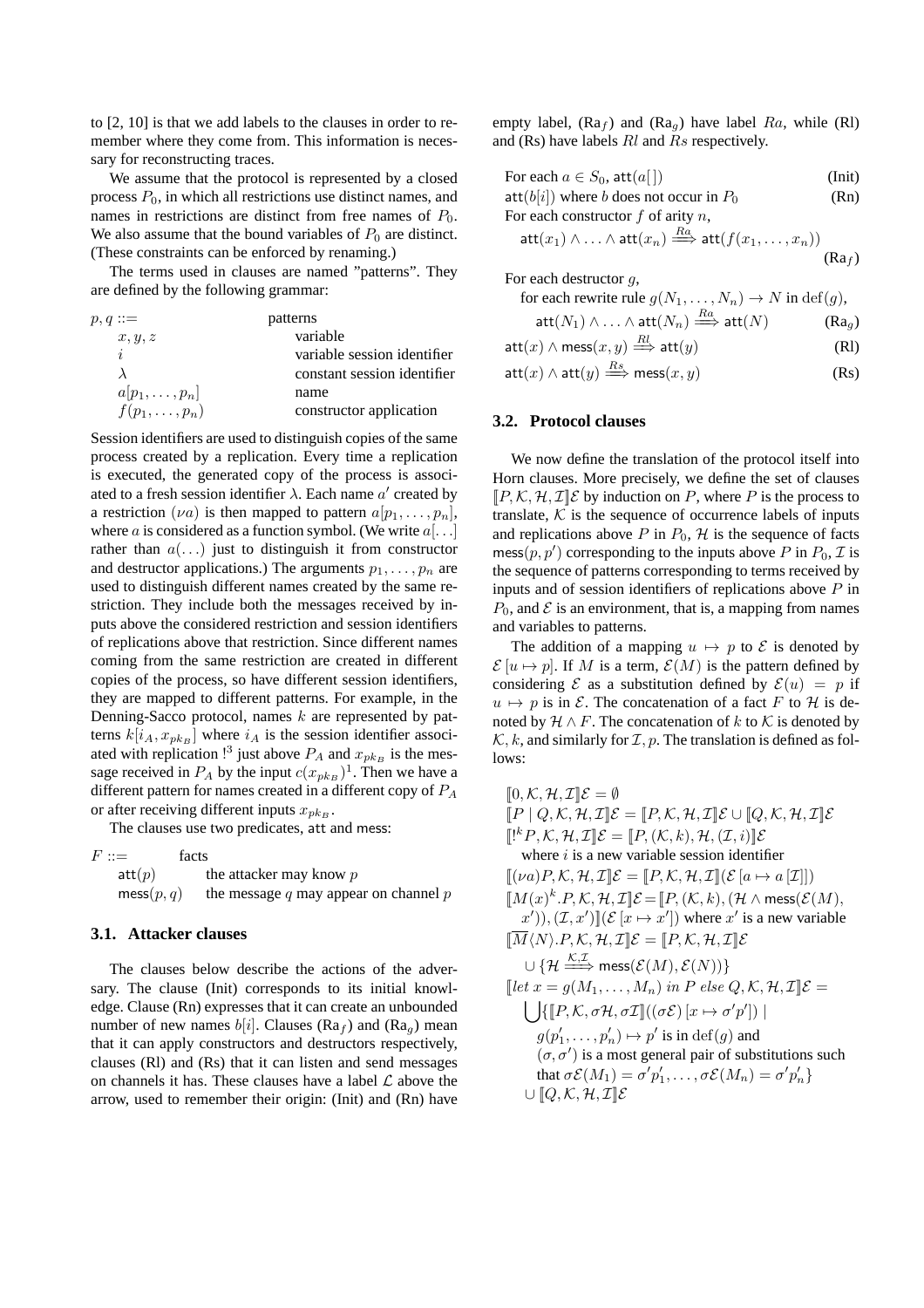to [2, 10] is that we add labels to the clauses in order to remember where they come from. This information is necessary for reconstructing traces.

We assume that the protocol is represented by a closed process $P_0$, in which all restrictions use distinct names, and names in restrictions are distinct from free names of $P_0$. We also assume that the bound variables of $P_0$ are distinct. (These constraints can be enforced by renaming.)

The terms used in clauses are named "patterns". They are defined by the following grammar:

| | |
|---|---|
| $p, q ::=$ | patterns |
| $\quad x, y, z$ | variable |
| $\quad i$ | variable session identifier |
| $\quad \lambda$ | constant session identifier |
| $\quad a[p_1, \ldots, p_n]$ | name |
| $\quad f(p_1, \ldots, p_n)$ | constructor application |

Session identifiers are used to distinguish copies of the same process created by a replication. Every time a replication is executed, the generated copy of the process is associated to a fresh session identifier $\lambda$. Each name $a'$ created by a restriction $(\nu a)$ is then mapped to pattern $a[p_1, \ldots, p_n]$, where $a$ is considered as a function symbol. (We write $a[\ldots]$ rather than $a(\ldots)$ just to distinguish it from constructor and destructor applications.) The arguments $p_1, \ldots, p_n$ are used to distinguish different names created by the same restriction. They include both the messages received by inputs above the considered restriction and session identifiers of replications above that restriction. Since different names coming from the same restriction are created in different copies of the process, so have different session identifiers, they are mapped to different patterns. For example, in the Denning-Sacco protocol, names $k$ are represented by patterns $k[i_A, x_{pk_B}]$ where $i_A$ is the session identifier associated with replication $!^3$ just above $P_A$ and $x_{pk_B}$ is the message received in $P_A$ by the input $c(x_{pk_B})^1$. Then we have a different pattern for names created in a different copy of $P_A$ or after receiving different inputs $x_{pk_B}$.

The clauses use two predicates, $\mathsf{att}$ and $\mathsf{mess}$:

| | |
|---|---|
| $F ::=$ | facts |
| $\quad \mathsf{att}(p)$ | the attacker may know $p$ |
| $\quad \mathsf{mess}(p, q)$ | the message $q$ may appear on channel $p$ |

### 3.1. Attacker clauses

The clauses below describe the actions of the adversary. The clause (Init) corresponds to its initial knowledge. Clause (Rn) expresses that it can create an unbounded number of new names $b[i]$. Clauses ($\mathrm{Ra}_f$) and ($\mathrm{Ra}_g$) mean that it can apply constructors and destructors respectively, clauses (Rl) and (Rs) that it can listen and send messages on channels it has. These clauses have a label $\mathcal{L}$ above the arrow, used to remember their origin: (Init) and (Rn) have empty label, ($\mathrm{Ra}_f$) and ($\mathrm{Ra}_g$) have label $Ra$, while (Rl) and (Rs) have labels $Rl$ and $Rs$ respectively.

For each $a \in S_0$, $\mathsf{att}(a[\,])$ (Init)

$\mathsf{att}(b[i])$ where $b$ does not occur in $P_0$ (Rn)

For each constructor $f$ of arity $n$,

$$\mathsf{att}(x_1) \wedge \ldots \wedge \mathsf{att}(x_n) \stackrel{Ra}{\Longrightarrow} \mathsf{att}(f(x_1, \ldots, x_n)) \qquad (\mathrm{Ra}_f)$$

For each destructor $g$,

for each rewrite rule $g(N_1, \ldots, N_n) \to N$ in $\mathrm{def}(g)$,

$$\mathsf{att}(N_1) \wedge \ldots \wedge \mathsf{att}(N_n) \stackrel{Ra}{\Longrightarrow} \mathsf{att}(N) \qquad (\mathrm{Ra}_g)$$

$$\mathsf{att}(x) \wedge \mathsf{mess}(x, y) \stackrel{Rl}{\Longrightarrow} \mathsf{att}(y) \qquad (\mathrm{Rl})$$

$$\mathsf{att}(x) \wedge \mathsf{att}(y) \stackrel{Rs}{\Longrightarrow} \mathsf{mess}(x, y) \qquad (\mathrm{Rs})$$

### 3.2. Protocol clauses

We now define the translation of the protocol itself into Horn clauses. More precisely, we define the set of clauses $[\![P, \mathcal{K}, \mathcal{H}, \mathcal{I}]\!]\mathcal{E}$ by induction on $P$, where $P$ is the process to translate, $\mathcal{K}$ is the sequence of occurrence labels of inputs and replications above $P$ in $P_0$, $\mathcal{H}$ is the sequence of facts $\mathsf{mess}(p, p')$ corresponding to the inputs above $P$ in $P_0$, $\mathcal{I}$ is the sequence of patterns corresponding to terms received by inputs and of session identifiers of replications above $P$ in $P_0$, and $\mathcal{E}$ is an environment, that is, a mapping from names and variables to patterns.

The addition of a mapping $u \mapsto p$ to $\mathcal{E}$ is denoted by $\mathcal{E}\,[u \mapsto p]$. If $M$ is a term, $\mathcal{E}(M)$ is the pattern defined by considering $\mathcal{E}$ as a substitution defined by $\mathcal{E}(u) = p$ if $u \mapsto p$ is in $\mathcal{E}$. The concatenation of a fact $F$ to $\mathcal{H}$ is denoted by $\mathcal{H} \wedge F$. The concatenation of $k$ to $\mathcal{K}$ is denoted by $\mathcal{K}, k$, and similarly for $\mathcal{I}, p$. The translation is defined as follows:

$[\![0, \mathcal{K}, \mathcal{H}, \mathcal{I}]\!]\mathcal{E} = \emptyset$

$[\![P \mid Q, \mathcal{K}, \mathcal{H}, \mathcal{I}]\!]\mathcal{E} = [\![P, \mathcal{K}, \mathcal{H}, \mathcal{I}]\!]\mathcal{E} \cup [\![Q, \mathcal{K}, \mathcal{H}, \mathcal{I}]\!]\mathcal{E}$

$[\![!^k P, \mathcal{K}, \mathcal{H}, \mathcal{I}]\!]\mathcal{E} = [\![P, (\mathcal{K}, k), \mathcal{H}, (\mathcal{I}, i)]\!]\mathcal{E}$
where $i$ is a new variable session identifier

$[\![(\nu a)P, \mathcal{K}, \mathcal{H}, \mathcal{I}]\!]\mathcal{E} = [\![P, \mathcal{K}, \mathcal{H}, \mathcal{I}]\!](\mathcal{E}\,[a \mapsto a\,[\mathcal{I}]])$

$[\![M(x)^k.P, \mathcal{K}, \mathcal{H}, \mathcal{I}]\!]\mathcal{E} = [\![P, (\mathcal{K}, k), (\mathcal{H} \wedge \mathsf{mess}(\mathcal{E}(M), x')), (\mathcal{I}, x')]\!](\mathcal{E}\,[x \mapsto x'])$ where $x'$ is a new variable

$[\![\overline{M}\langle N\rangle.P, \mathcal{K}, \mathcal{H}, \mathcal{I}]\!]\mathcal{E} = [\![P, \mathcal{K}, \mathcal{H}, \mathcal{I}]\!]\mathcal{E}$
$\quad \cup \{\mathcal{H} \stackrel{\mathcal{K},\mathcal{I}}{\Longrightarrow} \mathsf{mess}(\mathcal{E}(M), \mathcal{E}(N))\}$

$[\![\mathit{let}\ x = g(M_1, \ldots, M_n)\ \mathit{in}\ P\ \mathit{else}\ Q, \mathcal{K}, \mathcal{H}, \mathcal{I}]\!]\mathcal{E} =$
$\quad \bigcup \{[\![P, \mathcal{K}, \sigma\mathcal{H}, \sigma\mathcal{I}]\!]((\sigma\mathcal{E})\,[x \mapsto \sigma' p']) \mid$
$\quad g(p'_1, \ldots, p'_n) \mapsto p'$ is in $\mathrm{def}(g)$ and
$\quad (\sigma, \sigma')$ is a most general pair of substitutions such that $\sigma\mathcal{E}(M_1) = \sigma' p'_1, \ldots, \sigma\mathcal{E}(M_n) = \sigma' p'_n\}$
$\quad \cup [\![Q, \mathcal{K}, \mathcal{H}, \mathcal{I}]\!]\mathcal{E}$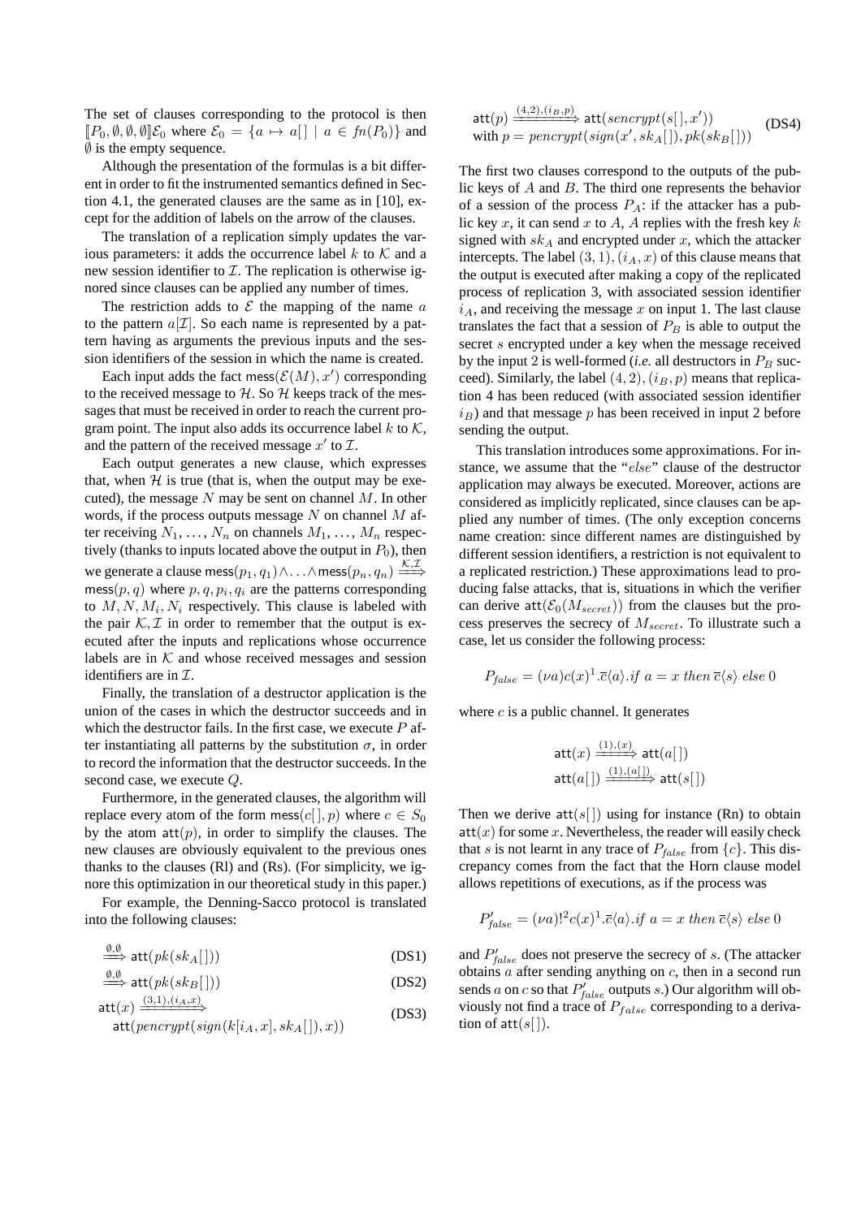The set of clauses corresponding to the protocol is then $[\![P_0, \emptyset, \emptyset, \emptyset]\!]\mathcal{E}_0$ where $\mathcal{E}_0 = \{a \mapsto a[\,] \mid a \in fn(P_0)\}$ and $\emptyset$ is the empty sequence.

Although the presentation of the formulas is a bit different in order to fit the instrumented semantics defined in Section 4.1, the generated clauses are the same as in [10], except for the addition of labels on the arrow of the clauses.

The translation of a replication simply updates the various parameters: it adds the occurrence label $k$ to $\mathcal{K}$ and a new session identifier to $\mathcal{I}$. The replication is otherwise ignored since clauses can be applied any number of times.

The restriction adds to $\mathcal{E}$ the mapping of the name $a$ to the pattern $a[\mathcal{I}]$. So each name is represented by a pattern having as arguments the previous inputs and the session identifiers of the session in which the name is created.

Each input adds the fact $\mathsf{mess}(\mathcal{E}(M), x')$ corresponding to the received message to $\mathcal{H}$. So $\mathcal{H}$ keeps track of the messages that must be received in order to reach the current program point. The input also adds its occurrence label $k$ to $\mathcal{K}$, and the pattern of the received message $x'$ to $\mathcal{I}$.

Each output generates a new clause, which expresses that, when $\mathcal{H}$ is true (that is, when the output may be executed), the message $N$ may be sent on channel $M$. In other words, if the process outputs message $N$ on channel $M$ after receiving $N_1, \ldots, N_n$ on channels $M_1, \ldots, M_n$ respectively (thanks to inputs located above the output in $P_0$), then we generate a clause $\mathsf{mess}(p_1, q_1) \wedge \ldots \wedge \mathsf{mess}(p_n, q_n) \xrightarrow{\mathcal{K},\mathcal{I}} \mathsf{mess}(p, q)$ where $p, q, p_i, q_i$ are the patterns corresponding to $M, N, M_i, N_i$ respectively. This clause is labeled with the pair $\mathcal{K}, \mathcal{I}$ in order to remember that the output is executed after the inputs and replications whose occurrence labels are in $\mathcal{K}$ and whose received messages and session identifiers are in $\mathcal{I}$.

Finally, the translation of a destructor application is the union of the cases in which the destructor succeeds and in which the destructor fails. In the first case, we execute $P$ after instantiating all patterns by the substitution $\sigma$, in order to record the information that the destructor succeeds. In the second case, we execute $Q$.

Furthermore, in the generated clauses, the algorithm will replace every atom of the form $\mathsf{mess}(c[\,], p)$ where $c \in S_0$ by the atom $\mathsf{att}(p)$, in order to simplify the clauses. The new clauses are obviously equivalent to the previous ones thanks to the clauses (Rl) and (Rs). (For simplicity, we ignore this optimization in our theoretical study in this paper.)

For example, the Denning-Sacco protocol is translated into the following clauses:

$$\xrightarrow{\emptyset,\emptyset} \mathsf{att}(pk(sk_A[\,])) \tag{DS1}$$

$$\xrightarrow{\emptyset,\emptyset} \mathsf{att}(pk(sk_B[\,])) \tag{DS2}$$

$$\mathsf{att}(x) \xrightarrow{(3,1),(i_A,x)} \mathsf{att}(pencrypt(sign(k[i_A, x], sk_A[\,]), x)) \tag{DS3}$$

$$\mathsf{att}(p) \xrightarrow{(4,2),(i_B,p)} \mathsf{att}(sencrypt(s[\,], x')) \quad \text{with } p = pencrypt(sign(x', sk_A[\,]), pk(sk_B[\,])) \tag{DS4}$$

The first two clauses correspond to the outputs of the public keys of $A$ and $B$. The third one represents the behavior of a session of the process $P_A$: if the attacker has a public key $x$, it can send $x$ to $A$, $A$ replies with the fresh key $k$ signed with $sk_A$ and encrypted under $x$, which the attacker intercepts. The label $(3, 1), (i_A, x)$ of this clause means that the output is executed after making a copy of the replicated process of replication 3, with associated session identifier $i_A$, and receiving the message $x$ on input 1. The last clause translates the fact that a session of $P_B$ is able to output the secret $s$ encrypted under a key when the message received by the input 2 is well-formed (*i.e.* all destructors in $P_B$ succeed). Similarly, the label $(4, 2), (i_B, p)$ means that replication 4 has been reduced (with associated session identifier $i_B$) and that message $p$ has been received in input 2 before sending the output.

This translation introduces some approximations. For instance, we assume that the "$else$" clause of the destructor application may always be executed. Moreover, actions are considered as implicitly replicated, since clauses can be applied any number of times. (The only exception concerns name creation: since different names are distinguished by different session identifiers, a restriction is not equivalent to a replicated restriction.) These approximations lead to producing false attacks, that is, situations in which the verifier can derive $\mathsf{att}(\mathcal{E}_0(M_{secret}))$ from the clauses but the process preserves the secrecy of $M_{secret}$. To illustrate such a case, let us consider the following process:

$$P_{false} = (\nu a)c(x)^1.\overline{c}\langle a\rangle.if\ a = x\ then\ \overline{c}\langle s\rangle\ else\ 0$$

where $c$ is a public channel. It generates

$$\mathsf{att}(x) \xrightarrow{(1),(x)} \mathsf{att}(a[\,])$$

$$\mathsf{att}(a[\,]) \xrightarrow{(1),(a[\,])} \mathsf{att}(s[\,])$$

Then we derive $\mathsf{att}(s[\,])$ using for instance (Rn) to obtain $\mathsf{att}(x)$ for some $x$. Nevertheless, the reader will easily check that $s$ is not learnt in any trace of $P_{false}$ from $\{c\}$. This discrepancy comes from the fact that the Horn clause model allows repetitions of executions, as if the process was

$$P'_{false} = (\nu a)!^2 c(x)^1.\overline{c}\langle a\rangle.if\ a = x\ then\ \overline{c}\langle s\rangle\ else\ 0$$

and $P'_{false}$ does not preserve the secrecy of $s$. (The attacker obtains $a$ after sending anything on $c$, then in a second run sends $a$ on $c$ so that $P'_{false}$ outputs $s$.) Our algorithm will obviously not find a trace of $P_{false}$ corresponding to a derivation of $\mathsf{att}(s[\,])$.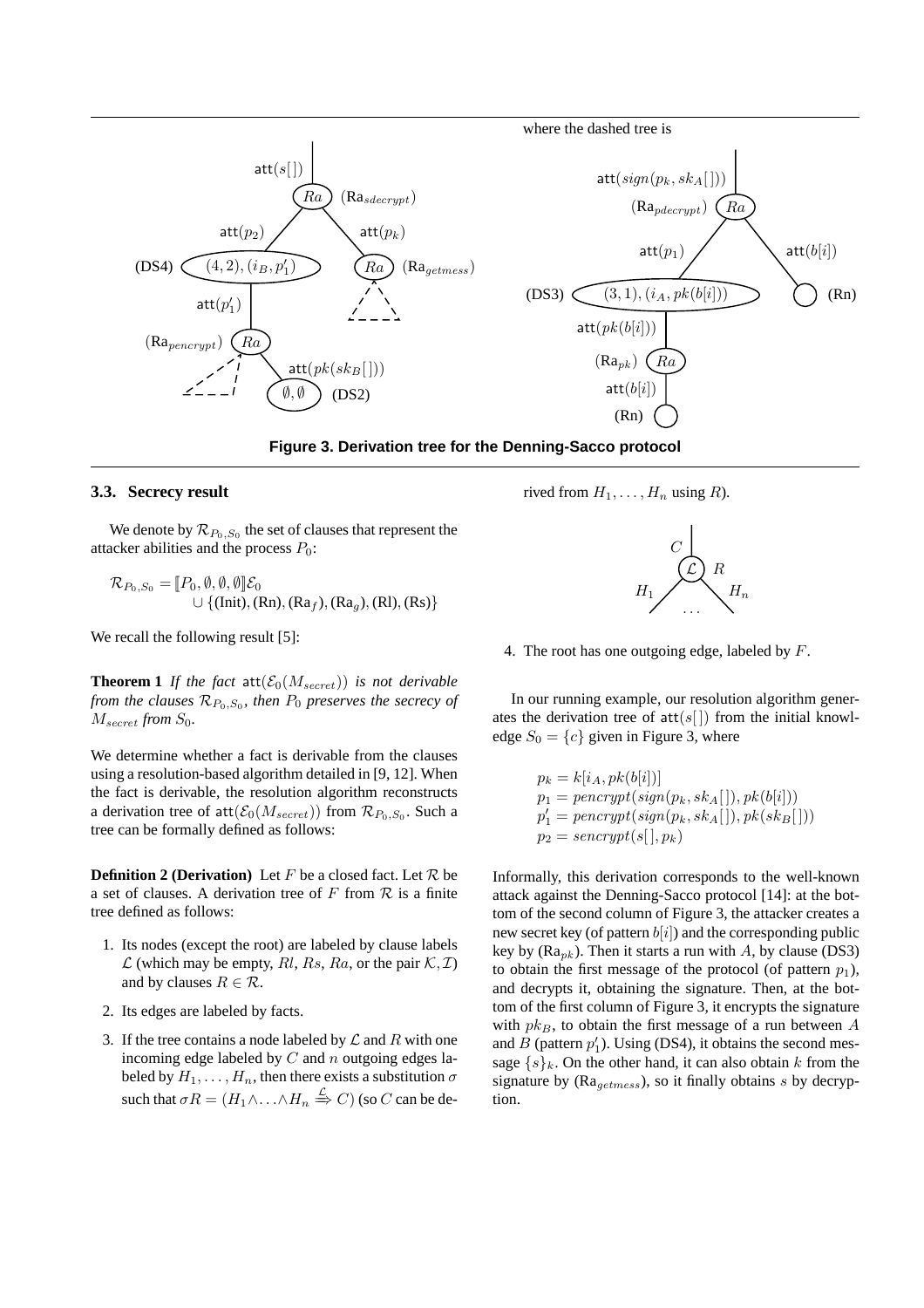where the dashed tree is

**Figure 3. Derivation tree for the Denning-Sacco protocol**

### 3.3. Secrecy result

We denote by $\mathcal{R}_{P_0,S_0}$ the set of clauses that represent the attacker abilities and the process $P_0$:

$$\mathcal{R}_{P_0,S_0} = [\![P_0, \emptyset, \emptyset, \emptyset]\!]\mathcal{E}_0 \cup \{(\text{Init}), (\text{Rn}), (\text{Ra}_f), (\text{Ra}_g), (\text{Rl}), (\text{Rs})\}$$

We recall the following result [5]:

**Theorem 1** *If the fact* $\mathsf{att}(\mathcal{E}_0(M_{secret}))$ *is not derivable from the clauses* $\mathcal{R}_{P_0,S_0}$*, then* $P_0$ *preserves the secrecy of* $M_{secret}$ *from* $S_0$*.*

We determine whether a fact is derivable from the clauses using a resolution-based algorithm detailed in [9, 12]. When the fact is derivable, the resolution algorithm reconstructs a derivation tree of $\mathsf{att}(\mathcal{E}_0(M_{secret}))$ from $\mathcal{R}_{P_0,S_0}$. Such a tree can be formally defined as follows:

**Definition 2 (Derivation)** Let $F$ be a closed fact. Let $\mathcal{R}$ be a set of clauses. A derivation tree of $F$ from $\mathcal{R}$ is a finite tree defined as follows:

1. Its nodes (except the root) are labeled by clause labels $\mathcal{L}$ (which may be empty, $Rl$, $Rs$, $Ra$, or the pair $\mathcal{K}, \mathcal{I}$) and by clauses $R \in \mathcal{R}$.
2. Its edges are labeled by facts.
3. If the tree contains a node labeled by $\mathcal{L}$ and $R$ with one incoming edge labeled by $C$ and $n$ outgoing edges labeled by $H_1, \ldots, H_n$, then there exists a substitution $\sigma$ such that $\sigma R = (H_1 \wedge \ldots \wedge H_n \stackrel{\mathcal{L}}{\Rightarrow} C)$ (so $C$ can be derived from $H_1, \ldots, H_n$ using $R$).
4. The root has one outgoing edge, labeled by $F$.

In our running example, our resolution algorithm generates the derivation tree of $\mathsf{att}(s[\,])$ from the initial knowledge $S_0 = \{c\}$ given in Figure 3, where

$$\begin{aligned}
p_k &= k[i_A, pk(b[i])] \\
p_1 &= pencrypt(sign(p_k, sk_A[\,]), pk(b[i])) \\
p_1' &= pencrypt(sign(p_k, sk_A[\,]), pk(sk_B[\,])) \\
p_2 &= sencrypt(s[\,], p_k)
\end{aligned}$$

Informally, this derivation corresponds to the well-known attack against the Denning-Sacco protocol [14]: at the bottom of the second column of Figure 3, the attacker creates a new secret key (of pattern $b[i]$) and the corresponding public key by ($\text{Ra}_{pk}$). Then it starts a run with $A$, by clause (DS3) to obtain the first message of the protocol (of pattern $p_1$), and decrypts it, obtaining the signature. Then, at the bottom of the first column of Figure 3, it encrypts the signature with $pk_B$, to obtain the first message of a run between $A$ and $B$ (pattern $p_1'$). Using (DS4), it obtains the second message $\{s\}_k$. On the other hand, it can also obtain $k$ from the signature by ($\text{Ra}_{getmess}$), so it finally obtains $s$ by decryption.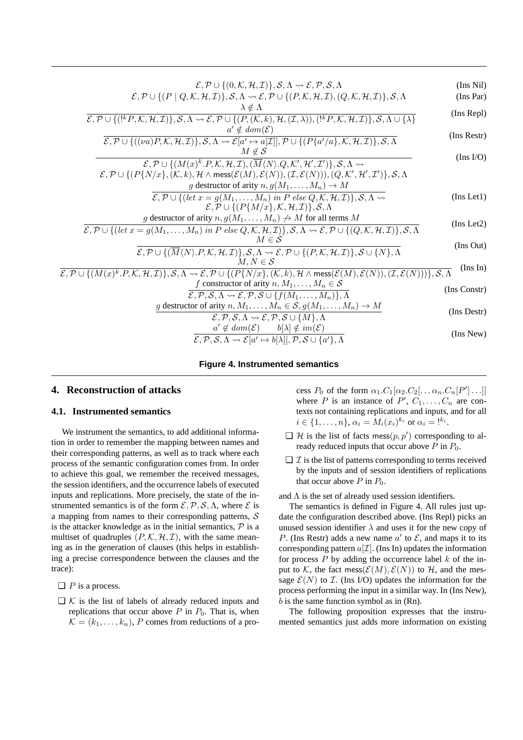$$\mathcal{E}, \mathcal{P} \cup \{(0, \mathcal{K}, \mathcal{H}, \mathcal{I})\}, \mathcal{S}, \Lambda \rightsquigarrow \mathcal{E}, \mathcal{P}, \mathcal{S}, \Lambda \qquad \text{(Ins Nil)}$$

$$\mathcal{E}, \mathcal{P} \cup \{(P \mid Q, \mathcal{K}, \mathcal{H}, \mathcal{I})\}, \mathcal{S}, \Lambda \rightsquigarrow \mathcal{E}, \mathcal{P} \cup \{(P, \mathcal{K}, \mathcal{H}, \mathcal{I}), (Q, \mathcal{K}, \mathcal{H}, \mathcal{I})\}, \mathcal{S}, \Lambda \qquad \text{(Ins Par)}$$

$$\frac{\lambda \notin \Lambda}{\mathcal{E}, \mathcal{P} \cup \{(!^k P, \mathcal{K}, \mathcal{H}, \mathcal{I})\}, \mathcal{S}, \Lambda \rightsquigarrow \mathcal{E}, \mathcal{P} \cup \{(P, (\mathcal{K}, k), \mathcal{H}, (\mathcal{I}, \lambda)), (!^k P, \mathcal{K}, \mathcal{H}, \mathcal{I})\}, \mathcal{S}, \Lambda \cup \{\lambda\}} \qquad \text{(Ins Repl)}$$

$$\frac{a' \notin dom(\mathcal{E})}{\mathcal{E}, \mathcal{P} \cup \{((\nu a)P, \mathcal{K}, \mathcal{H}, \mathcal{I})\}, \mathcal{S}, \Lambda \rightsquigarrow \mathcal{E}[a' \mapsto a[\mathcal{I}]], \mathcal{P} \cup \{(P\{a'/a\}, \mathcal{K}, \mathcal{H}, \mathcal{I})\}, \mathcal{S}, \Lambda} \qquad \text{(Ins Restr)}$$

$$\frac{M \notin \mathcal{S}}{\begin{array}{c}\mathcal{E}, \mathcal{P} \cup \{(M(x)^k.P, \mathcal{K}, \mathcal{H}, \mathcal{I}), (\overline{M}\langle N\rangle.Q, \mathcal{K}', \mathcal{H}', \mathcal{I}')\}, \mathcal{S}, \Lambda \rightsquigarrow \\ \mathcal{E}, \mathcal{P} \cup \{(P\{N/x\}, (\mathcal{K}, k), \mathcal{H} \wedge \mathsf{mess}(\mathcal{E}(M), \mathcal{E}(N)), (\mathcal{I}, \mathcal{E}(N))), (Q, \mathcal{K}', \mathcal{H}', \mathcal{I}')\}, \mathcal{S}, \Lambda\end{array}} \qquad \text{(Ins I/O)}$$

$$\frac{g \text{ destructor of arity } n, g(M_1, \ldots, M_n) \rightarrow M}{\begin{array}{c}\mathcal{E}, \mathcal{P} \cup \{(let\ x = g(M_1, \ldots, M_n)\ in\ P\ else\ Q, \mathcal{K}, \mathcal{H}, \mathcal{I})\}, \mathcal{S}, \Lambda \rightsquigarrow \\ \mathcal{E}, \mathcal{P} \cup \{(P\{M/x\}, \mathcal{K}, \mathcal{H}, \mathcal{I})\}, \mathcal{S}, \Lambda\end{array}} \qquad \text{(Ins Let1)}$$

$$\frac{g \text{ destructor of arity } n, g(M_1, \ldots, M_n) \not\rightarrow M \text{ for all terms } M}{\mathcal{E}, \mathcal{P} \cup \{(let\ x = g(M_1, \ldots, M_n)\ in\ P\ else\ Q, \mathcal{K}, \mathcal{H}, \mathcal{I})\}, \mathcal{S}, \Lambda \rightsquigarrow \mathcal{E}, \mathcal{P} \cup \{(Q, \mathcal{K}, \mathcal{H}, \mathcal{I})\}, \mathcal{S}, \Lambda} \qquad \text{(Ins Let2)}$$

$$\frac{M \in \mathcal{S}}{\mathcal{E}, \mathcal{P} \cup \{(\overline{M}\langle N\rangle.P, \mathcal{K}, \mathcal{H}, \mathcal{I})\}, \mathcal{S}, \Lambda \rightsquigarrow \mathcal{E}, \mathcal{P} \cup \{(P, \mathcal{K}, \mathcal{H}, \mathcal{I})\}, \mathcal{S} \cup \{N\}, \Lambda} \qquad \text{(Ins Out)}$$

$$\frac{M, N \in \mathcal{S}}{\mathcal{E}, \mathcal{P} \cup \{(M(x)^k.P, \mathcal{K}, \mathcal{H}, \mathcal{I})\}, \mathcal{S}, \Lambda \rightsquigarrow \mathcal{E}, \mathcal{P} \cup \{(P\{N/x\}, (\mathcal{K}, k), \mathcal{H} \wedge \mathsf{mess}(\mathcal{E}(M), \mathcal{E}(N)), (\mathcal{I}, \mathcal{E}(N)))\}, \mathcal{S}, \Lambda} \qquad \text{(Ins In)}$$

$$\frac{f \text{ constructor of arity } n, M_1, \ldots, M_n \in \mathcal{S}}{\mathcal{E}, \mathcal{P}, \mathcal{S}, \Lambda \rightsquigarrow \mathcal{E}, \mathcal{P}, \mathcal{S} \cup \{f(M_1, \ldots, M_n)\}, \Lambda} \qquad \text{(Ins Constr)}$$

$$\frac{g \text{ destructor of arity } n, M_1, \ldots, M_n \in \mathcal{S}, g(M_1, \ldots, M_n) \rightarrow M}{\mathcal{E}, \mathcal{P}, \mathcal{S}, \Lambda \rightsquigarrow \mathcal{E}, \mathcal{P}, \mathcal{S} \cup \{M\}, \Lambda} \qquad \text{(Ins Destr)}$$

$$\frac{a' \notin dom(\mathcal{E}) \qquad b[\lambda] \notin im(\mathcal{E})}{\mathcal{E}, \mathcal{P}, \mathcal{S}, \Lambda \rightsquigarrow \mathcal{E}[a' \mapsto b[\lambda]], \mathcal{P}, \mathcal{S} \cup \{a'\}, \Lambda} \qquad \text{(Ins New)}$$

**Figure 4. Instrumented semantics**

## 4. Reconstruction of attacks

### 4.1. Instrumented semantics

We instrument the semantics, to add additional information in order to remember the mapping between names and their corresponding patterns, as well as to track where each process of the semantic configuration comes from. In order to achieve this goal, we remember the received messages, the session identifiers, and the occurrence labels of executed inputs and replications. More precisely, the state of the instrumented semantics is of the form $\mathcal{E}, \mathcal{P}, \mathcal{S}, \Lambda$, where $\mathcal{E}$ is a mapping from names to their corresponding patterns, $\mathcal{S}$ is the attacker knowledge as in the initial semantics, $\mathcal{P}$ is a multiset of quadruples $(P, \mathcal{K}, \mathcal{H}, \mathcal{I})$, with the same meaning as in the generation of clauses (this helps in establishing a precise correspondence between the clauses and the trace):

- $P$ is a process.
- $\mathcal{K}$ is the list of labels of already reduced inputs and replications that occur above $P$ in $P_0$. That is, when $\mathcal{K} = (k_1, \ldots, k_n)$, $P$ comes from reductions of a process $P_0$ of the form $\alpha_1.C_1[\alpha_2.C_2[\ldots \alpha_n.C_n[P']\ldots]]$ where $P$ is an instance of $P'$, $C_1, \ldots, C_n$ are contexts not containing replications and inputs, and for all $i \in \{1, \ldots, n\}$, $\alpha_i = M_i(x_i)^{k_i}$ or $\alpha_i = !^{k_i}$.
- $\mathcal{H}$ is the list of facts $\mathsf{mess}(p, p')$ corresponding to already reduced inputs that occur above $P$ in $P_0$.
- $\mathcal{I}$ is the list of patterns corresponding to terms received by the inputs and of session identifiers of replications that occur above $P$ in $P_0$.

and $\Lambda$ is the set of already used session identifiers.

The semantics is defined in Figure 4. All rules just update the configuration described above. (Ins Repl) picks an unused session identifier $\lambda$ and uses it for the new copy of $P$. (Ins Restr) adds a new name $a'$ to $\mathcal{E}$, and maps it to its corresponding pattern $a[\mathcal{I}]$. (Ins In) updates the information for process $P$ by adding the occurrence label $k$ of the input to $\mathcal{K}$, the fact $\mathsf{mess}(\mathcal{E}(M), \mathcal{E}(N))$ to $\mathcal{H}$, and the message $\mathcal{E}(N)$ to $\mathcal{I}$. (Ins I/O) updates the information for the process performing the input in a similar way. In (Ins New), $b$ is the same function symbol as in (Rn).

The following proposition expresses that the instrumented semantics just adds more information on existing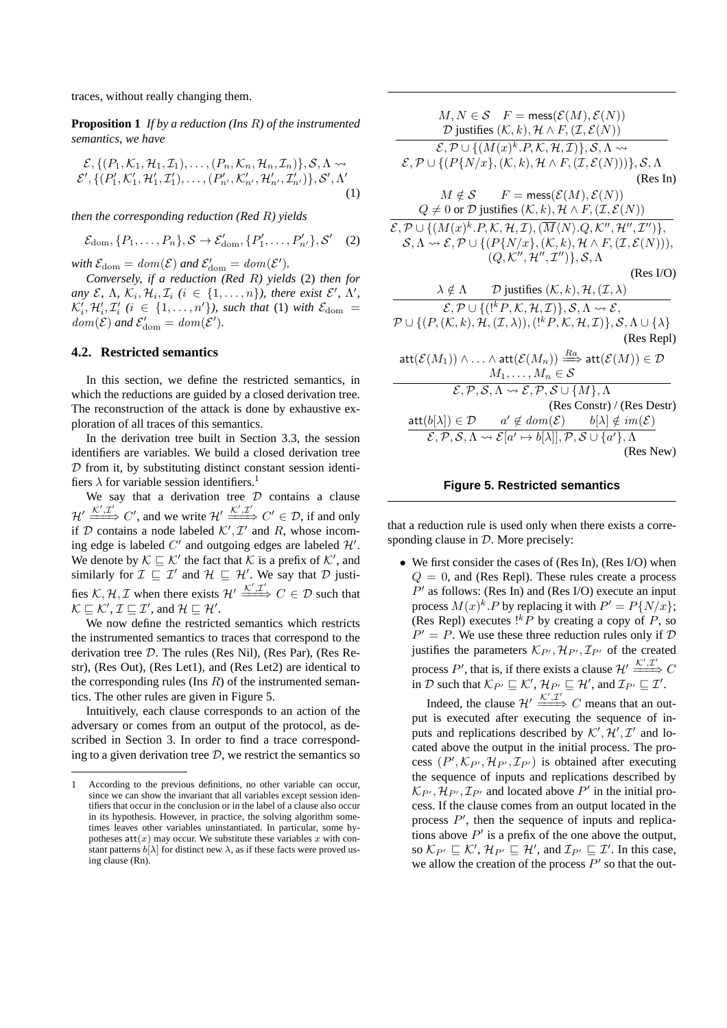traces, without really changing them.

**Proposition 1** *If by a reduction (Ins $R$) of the instrumented semantics, we have*

$$\mathcal{E}, \{(P_1, \mathcal{K}_1, \mathcal{H}_1, \mathcal{I}_1), \dots, (P_n, \mathcal{K}_n, \mathcal{H}_n, \mathcal{I}_n)\}, \mathcal{S}, \Lambda \rightsquigarrow \mathcal{E}', \{(P'_1, \mathcal{K}'_1, \mathcal{H}'_1, \mathcal{I}'_1), \dots, (P'_{n'}, \mathcal{K}'_{n'}, \mathcal{H}'_{n'}, \mathcal{I}'_{n'})\}, \mathcal{S}', \Lambda' \tag{1}$$

*then the corresponding reduction (Red $R$) yields*

$$\mathcal{E}_{\mathrm{dom}}, \{P_1, \dots, P_n\}, \mathcal{S} \to \mathcal{E}'_{\mathrm{dom}}, \{P'_1, \dots, P'_{n'}\}, \mathcal{S}' \tag{2}$$

*with $\mathcal{E}_{\mathrm{dom}} = dom(\mathcal{E})$ and $\mathcal{E}'_{\mathrm{dom}} = dom(\mathcal{E}')$.*

*Conversely, if a reduction (Red $R$) yields* (2) *then for any $\mathcal{E}$, $\Lambda$, $\mathcal{K}_i, \mathcal{H}_i, \mathcal{I}_i$ ($i \in \{1, \dots, n\}$), there exist $\mathcal{E}'$, $\Lambda'$, $\mathcal{K}'_i, \mathcal{H}'_i, \mathcal{I}'_i$ ($i \in \{1, \dots, n'\}$), such that* (1) *with $\mathcal{E}_{\mathrm{dom}} = dom(\mathcal{E})$ and $\mathcal{E}'_{\mathrm{dom}} = dom(\mathcal{E}')$.*

### 4.2. Restricted semantics

In this section, we define the restricted semantics, in which the reductions are guided by a closed derivation tree. The reconstruction of the attack is done by exhaustive exploration of all traces of this semantics.

In the derivation tree built in Section 3.3, the session identifiers are variables. We build a closed derivation tree $\mathcal{D}$ from it, by substituting distinct constant session identifiers $\lambda$ for variable session identifiers.[1]

We say that a derivation tree $\mathcal{D}$ contains a clause $\mathcal{H}' \xRightarrow{\mathcal{K}', \mathcal{I}'} C'$, and we write $\mathcal{H}' \xRightarrow{\mathcal{K}', \mathcal{I}'} C' \in \mathcal{D}$, if and only if $\mathcal{D}$ contains a node labeled $\mathcal{K}', \mathcal{I}'$ and $R$, whose incoming edge is labeled $C'$ and outgoing edges are labeled $\mathcal{H}'$. We denote by $\mathcal{K} \sqsubseteq \mathcal{K}'$ the fact that $\mathcal{K}$ is a prefix of $\mathcal{K}'$, and similarly for $\mathcal{I} \sqsubseteq \mathcal{I}'$ and $\mathcal{H} \sqsubseteq \mathcal{H}'$. We say that $\mathcal{D}$ justifies $\mathcal{K}, \mathcal{H}, \mathcal{I}$ when there exists $\mathcal{H}' \xRightarrow{\mathcal{K}', \mathcal{I}'} C \in \mathcal{D}$ such that $\mathcal{K} \sqsubseteq \mathcal{K}'$, $\mathcal{I} \sqsubseteq \mathcal{I}'$, and $\mathcal{H} \sqsubseteq \mathcal{H}'$.

We now define the restricted semantics which restricts the instrumented semantics to traces that correspond to the derivation tree $\mathcal{D}$. The rules (Res Nil), (Res Par), (Res Restr), (Res Out), (Res Let1), and (Res Let2) are identical to the corresponding rules (Ins $R$) of the instrumented semantics. The other rules are given in Figure 5.

Intuitively, each clause corresponds to an action of the adversary or comes from an output of the protocol, as described in Section 3. In order to find a trace corresponding to a given derivation tree $\mathcal{D}$, we restrict the semantics so that a reduction rule is used only when there exists a corresponding clause in $\mathcal{D}$. More precisely:

- We first consider the cases of (Res In), (Res I/O) when $Q = 0$, and (Res Repl). These rules create a process $P'$ as follows: (Res In) and (Res I/O) execute an input process $M(x)^k.P$ by replacing it with $P' = P\{N/x\}$; (Res Repl) executes $!^k P$ by creating a copy of $P$, so $P' = P$. We use these three reduction rules only if $\mathcal{D}$ justifies the parameters $\mathcal{K}_{P'}, \mathcal{H}_{P'}, \mathcal{I}_{P'}$ of the created process $P'$, that is, if there exists a clause $\mathcal{H}' \xRightarrow{\mathcal{K}', \mathcal{I}'} C$ in $\mathcal{D}$ such that $\mathcal{K}_{P'} \sqsubseteq \mathcal{K}'$, $\mathcal{H}_{P'} \sqsubseteq \mathcal{H}'$, and $\mathcal{I}_{P'} \sqsubseteq \mathcal{I}'$.

  Indeed, the clause $\mathcal{H}' \xRightarrow{\mathcal{K}', \mathcal{I}'} C$ means that an output is executed after executing the sequence of inputs and replications described by $\mathcal{K}', \mathcal{H}', \mathcal{I}'$ and located above the output in the initial process. The process $(P', \mathcal{K}_{P'}, \mathcal{H}_{P'}, \mathcal{I}_{P'})$ is obtained after executing the sequence of inputs and replications described by $\mathcal{K}_{P'}, \mathcal{H}_{P'}, \mathcal{I}_{P'}$ and located above $P'$ in the initial process. If the clause comes from an output located in the process $P'$, then the sequence of inputs and replications above $P'$ is a prefix of the one above the output, so $\mathcal{K}_{P'} \sqsubseteq \mathcal{K}'$, $\mathcal{H}_{P'} \sqsubseteq \mathcal{H}'$, and $\mathcal{I}_{P'} \sqsubseteq \mathcal{I}'$. In this case, we allow the creation of the process $P'$ so that the out-

$$\frac{M, N \in \mathcal{S} \quad F = \mathsf{mess}(\mathcal{E}(M), \mathcal{E}(N)) \quad \mathcal{D} \text{ justifies } (\mathcal{K}, k), \mathcal{H} \wedge F, (\mathcal{I}, \mathcal{E}(N))}{\mathcal{E}, \mathcal{P} \cup \{(M(x)^k.P, \mathcal{K}, \mathcal{H}, \mathcal{I})\}, \mathcal{S}, \Lambda \rightsquigarrow \mathcal{E}, \mathcal{P} \cup \{(P\{N/x\}, (\mathcal{K}, k), \mathcal{H} \wedge F, (\mathcal{I}, \mathcal{E}(N)))\}, \mathcal{S}, \Lambda} \text{(Res In)}$$

$$\frac{M \notin \mathcal{S} \quad F = \mathsf{mess}(\mathcal{E}(M), \mathcal{E}(N)) \quad Q \neq 0 \text{ or } \mathcal{D} \text{ justifies } (\mathcal{K}, k), \mathcal{H} \wedge F, (\mathcal{I}, \mathcal{E}(N))}{\begin{array}{c}\mathcal{E}, \mathcal{P} \cup \{(M(x)^k.P, \mathcal{K}, \mathcal{H}, \mathcal{I}), (\overline{M}\langle N \rangle.Q, \mathcal{K}'', \mathcal{H}'', \mathcal{I}'')\}, \mathcal{S}, \Lambda \rightsquigarrow \\ \mathcal{E}, \mathcal{P} \cup \{(P\{N/x\}, (\mathcal{K}, k), \mathcal{H} \wedge F, (\mathcal{I}, \mathcal{E}(N))), (Q, \mathcal{K}'', \mathcal{H}'', \mathcal{I}'')\}, \mathcal{S}, \Lambda\end{array}} \text{(Res I/O)}$$

$$\frac{\lambda \notin \Lambda \quad \mathcal{D} \text{ justifies } (\mathcal{K}, k), \mathcal{H}, (\mathcal{I}, \lambda)}{\mathcal{E}, \mathcal{P} \cup \{(!^k P, \mathcal{K}, \mathcal{H}, \mathcal{I})\}, \mathcal{S}, \Lambda \rightsquigarrow \mathcal{E}, \mathcal{P} \cup \{(P, (\mathcal{K}, k), \mathcal{H}, (\mathcal{I}, \lambda)), (!^k P, \mathcal{K}, \mathcal{H}, \mathcal{I})\}, \mathcal{S}, \Lambda \cup \{\lambda\}} \text{(Res Repl)}$$

$$\frac{\mathsf{att}(\mathcal{E}(M_1)) \wedge \ldots \wedge \mathsf{att}(\mathcal{E}(M_n)) \xRightarrow{Ra} \mathsf{att}(\mathcal{E}(M)) \in \mathcal{D} \quad M_1, \dots, M_n \in \mathcal{S}}{\mathcal{E}, \mathcal{P}, \mathcal{S}, \Lambda \rightsquigarrow \mathcal{E}, \mathcal{P}, \mathcal{S} \cup \{M\}, \Lambda} \text{(Res Constr) / (Res Destr)}$$

$$\frac{\mathsf{att}(b[\lambda]) \in \mathcal{D} \quad a' \notin dom(\mathcal{E}) \quad b[\lambda] \notin im(\mathcal{E})}{\mathcal{E}, \mathcal{P}, \mathcal{S}, \Lambda \rightsquigarrow \mathcal{E}[a' \mapsto b[\lambda]], \mathcal{P}, \mathcal{S} \cup \{a'\}, \Lambda} \text{(Res New)}$$

**Figure 5. Restricted semantics**

[1] According to the previous definitions, no other variable can occur, since we can show the invariant that all variables except session identifiers that occur in the conclusion or in the label of a clause also occur in its hypothesis. However, in practice, the solving algorithm sometimes leaves other variables uninstantiated. In particular, some hypotheses $\mathsf{att}(x)$ may occur. We substitute these variables $x$ with constant patterns $b[\lambda]$ for distinct new $\lambda$, as if these facts were proved using clause (Rn).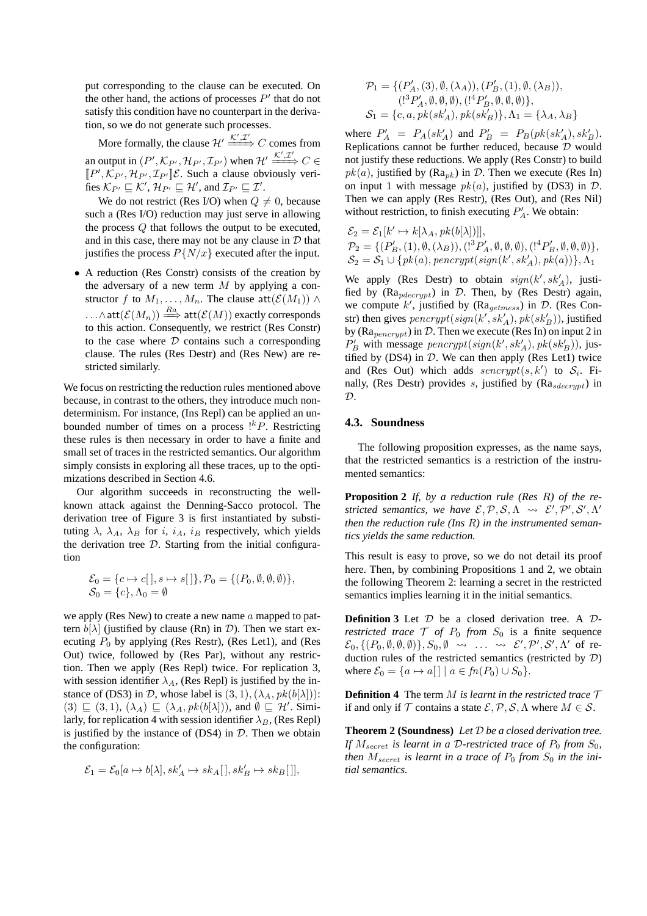put corresponding to the clause can be executed. On the other hand, the actions of processes $P'$ that do not satisfy this condition have no counterpart in the derivation, so we do not generate such processes.

More formally, the clause $\mathcal{H}' \xrightarrow{\mathcal{K}',\mathcal{I}'} C$ comes from an output in $(P', \mathcal{K}_{P'}, \mathcal{H}_{P'}, \mathcal{I}_{P'})$ when $\mathcal{H}' \xrightarrow{\mathcal{K}',\mathcal{I}'} C \in [\![P', \mathcal{K}_{P'}, \mathcal{H}_{P'}, \mathcal{I}_{P'}]\!]\mathcal{E}$. Such a clause obviously verifies $\mathcal{K}_{P'} \sqsubseteq \mathcal{K}'$, $\mathcal{H}_{P'} \sqsubseteq \mathcal{H}'$, and $\mathcal{I}_{P'} \sqsubseteq \mathcal{I}'$.

We do not restrict (Res I/O) when $Q \neq 0$, because such a (Res I/O) reduction may just serve in allowing the process $Q$ that follows the output to be executed, and in this case, there may not be any clause in $\mathcal{D}$ that justifies the process $P\{N/x\}$ executed after the input.

- A reduction (Res Constr) consists of the creation by the adversary of a new term $M$ by applying a constructor $f$ to $M_1, \ldots, M_n$. The clause $\mathsf{att}(\mathcal{E}(M_1)) \wedge \ldots \wedge \mathsf{att}(\mathcal{E}(M_n)) \xrightarrow{Ra} \mathsf{att}(\mathcal{E}(M))$ exactly corresponds to this action. Consequently, we restrict (Res Constr) to the case where $\mathcal{D}$ contains such a corresponding clause. The rules (Res Destr) and (Res New) are restricted similarly.

We focus on restricting the reduction rules mentioned above because, in contrast to the others, they introduce much nondeterminism. For instance, (Ins Repl) can be applied an unbounded number of times on a process $!^k P$. Restricting these rules is then necessary in order to have a finite and small set of traces in the restricted semantics. Our algorithm simply consists in exploring all these traces, up to the optimizations described in Section 4.6.

Our algorithm succeeds in reconstructing the well-known attack against the Denning-Sacco protocol. The derivation tree of Figure 3 is first instantiated by substituting $\lambda$, $\lambda_A$, $\lambda_B$ for $i$, $i_A$, $i_B$ respectively, which yields the derivation tree $\mathcal{D}$. Starting from the initial configuration

$$\mathcal{E}_0 = \{c \mapsto c[\,], s \mapsto s[\,]\}, \mathcal{P}_0 = \{(P_0, \emptyset, \emptyset, \emptyset)\},$$
$$\mathcal{S}_0 = \{c\}, \Lambda_0 = \emptyset$$

we apply (Res New) to create a new name $a$ mapped to pattern $b[\lambda]$ (justified by clause (Rn) in $\mathcal{D}$). Then we start executing $P_0$ by applying (Res Restr), (Res Let1), and (Res Out) twice, followed by (Res Par), without any restriction. Then we apply (Res Repl) twice. For replication 3, with session identifier $\lambda_A$, (Res Repl) is justified by the instance of (DS3) in $\mathcal{D}$, whose label is $(3, 1), (\lambda_A, pk(b[\lambda]))$: $(3) \sqsubseteq (3, 1)$, $(\lambda_A) \sqsubseteq (\lambda_A, pk(b[\lambda]))$, and $\emptyset \sqsubseteq \mathcal{H}'$. Similarly, for replication 4 with session identifier $\lambda_B$, (Res Repl) is justified by the instance of (DS4) in $\mathcal{D}$. Then we obtain the configuration:

$$\mathcal{E}_1 = \mathcal{E}_0[a \mapsto b[\lambda], sk'_A \mapsto sk_A[\,], sk'_B \mapsto sk_B[\,]],$$
$$\mathcal{P}_1 = \{(P'_A, (3), \emptyset, (\lambda_A)), (P'_B, (1), \emptyset, (\lambda_B)),$$
$$(!^3 P'_A, \emptyset, \emptyset, \emptyset), (!^4 P'_B, \emptyset, \emptyset, \emptyset)\},$$
$$\mathcal{S}_1 = \{c, a, pk(sk'_A), pk(sk'_B)\}, \Lambda_1 = \{\lambda_A, \lambda_B\}$$

where $P'_A = P_A(sk'_A)$ and $P'_B = P_B(pk(sk'_A), sk'_B)$. Replications cannot be further reduced, because $\mathcal{D}$ would not justify these reductions. We apply (Res Constr) to build $pk(a)$, justified by ($\mathrm{Ra}_{pk}$) in $\mathcal{D}$. Then we execute (Res In) on input 1 with message $pk(a)$, justified by (DS3) in $\mathcal{D}$. Then we can apply (Res Restr), (Res Out), and (Res Nil) without restriction, to finish executing $P'_A$. We obtain:

$$\mathcal{E}_2 = \mathcal{E}_1[k' \mapsto k[\lambda_A, pk(b[\lambda])]],$$
$$\mathcal{P}_2 = \{(P'_B, (1), \emptyset, (\lambda_B)), (!^3 P'_A, \emptyset, \emptyset, \emptyset), (!^4 P'_B, \emptyset, \emptyset, \emptyset)\},$$
$$\mathcal{S}_2 = \mathcal{S}_1 \cup \{pk(a), pencrypt(sign(k', sk'_A), pk(a))\}, \Lambda_1$$

We apply (Res Destr) to obtain $sign(k', sk'_A)$, justified by ($\mathrm{Ra}_{pdecrypt}$) in $\mathcal{D}$. Then, by (Res Destr) again, we compute $k'$, justified by ($\mathrm{Ra}_{getmess}$) in $\mathcal{D}$. (Res Constr) then gives $pencrypt(sign(k', sk'_A), pk(sk'_B))$, justified by ($\mathrm{Ra}_{pencrypt}$) in $\mathcal{D}$. Then we execute (Res In) on input 2 in $P'_B$ with message $pencrypt(sign(k', sk'_A), pk(sk'_B))$, justified by (DS4) in $\mathcal{D}$. We can then apply (Res Let1) twice and (Res Out) which adds $sencrypt(s, k')$ to $\mathcal{S}_i$. Finally, (Res Destr) provides $s$, justified by ($\mathrm{Ra}_{sdecrypt}$) in $\mathcal{D}$.

### 4.3. Soundness

The following proposition expresses, as the name says, that the restricted semantics is a restriction of the instrumented semantics:

**Proposition 2** *If, by a reduction rule (Res $R$) of the restricted semantics, we have $\mathcal{E}, \mathcal{P}, \mathcal{S}, \Lambda \rightsquigarrow \mathcal{E}', \mathcal{P}', \mathcal{S}', \Lambda'$ then the reduction rule (Ins $R$) in the instrumented semantics yields the same reduction.*

This result is easy to prove, so we do not detail its proof here. Then, by combining Propositions 1 and 2, we obtain the following Theorem 2: learning a secret in the restricted semantics implies learning it in the initial semantics.

**Definition 3** Let $\mathcal{D}$ be a closed derivation tree. A *$\mathcal{D}$-restricted trace $\mathcal{T}$ of $P_0$ from $S_0$* is a finite sequence $\mathcal{E}_0, \{(P_0, \emptyset, \emptyset, \emptyset)\}, S_0, \emptyset \rightsquigarrow \ldots \rightsquigarrow \mathcal{E}', \mathcal{P}', \mathcal{S}', \Lambda'$ of reduction rules of the restricted semantics (restricted by $\mathcal{D}$) where $\mathcal{E}_0 = \{a \mapsto a[\,] \mid a \in fn(P_0) \cup S_0\}$.

**Definition 4** The term $M$ *is learnt in the restricted trace $\mathcal{T}$* if and only if $\mathcal{T}$ contains a state $\mathcal{E}, \mathcal{P}, \mathcal{S}, \Lambda$ where $M \in \mathcal{S}$.

**Theorem 2 (Soundness)** *Let $\mathcal{D}$ be a closed derivation tree. If $M_{secret}$ is learnt in a $\mathcal{D}$-restricted trace of $P_0$ from $S_0$, then $M_{secret}$ is learnt in a trace of $P_0$ from $S_0$ in the initial semantics.*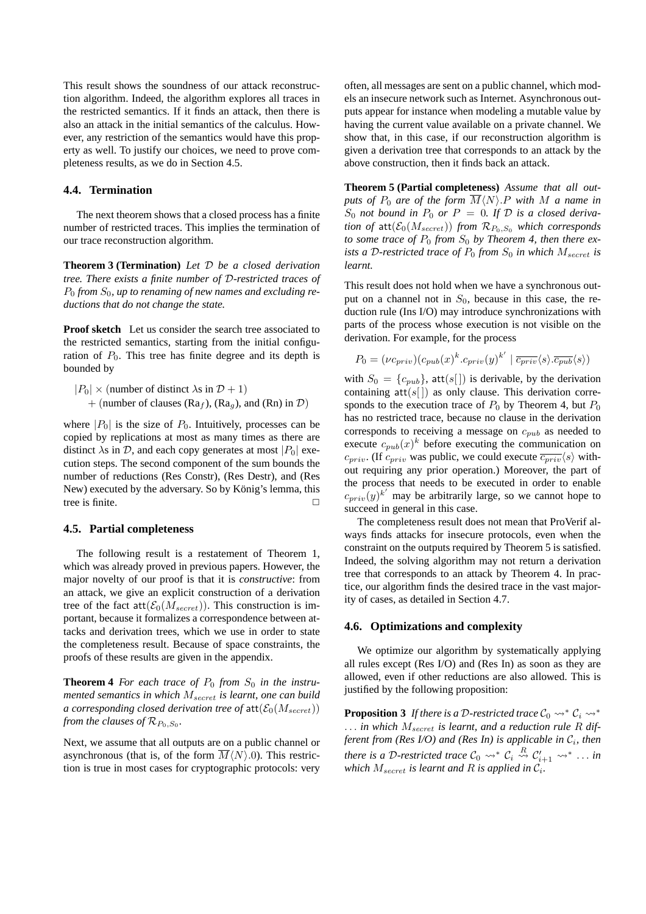This result shows the soundness of our attack reconstruction algorithm. Indeed, the algorithm explores all traces in the restricted semantics. If it finds an attack, then there is also an attack in the initial semantics of the calculus. However, any restriction of the semantics would have this property as well. To justify our choices, we need to prove completeness results, as we do in Section 4.5.

### 4.4. Termination

The next theorem shows that a closed process has a finite number of restricted traces. This implies the termination of our trace reconstruction algorithm.

**Theorem 3 (Termination)** *Let $\mathcal{D}$ be a closed derivation tree. There exists a finite number of $\mathcal{D}$-restricted traces of $P_0$ from $S_0$, up to renaming of new names and excluding reductions that do not change the state.*

**Proof sketch** Let us consider the search tree associated to the restricted semantics, starting from the initial configuration of $P_0$. This tree has finite degree and its depth is bounded by

$$|P_0| \times (\text{number of distinct } \lambda\text{s in } \mathcal{D} + 1) \\ + (\text{number of clauses } (\mathrm{Ra}_f), (\mathrm{Ra}_g), \text{ and } (\mathrm{Rn}) \text{ in } \mathcal{D})$$

where $|P_0|$ is the size of $P_0$. Intuitively, processes can be copied by replications at most as many times as there are distinct $\lambda$s in $\mathcal{D}$, and each copy generates at most $|P_0|$ execution steps. The second component of the sum bounds the number of reductions (Res Constr), (Res Destr), and (Res New) executed by the adversary. So by König's lemma, this tree is finite. □

### 4.5. Partial completeness

The following result is a restatement of Theorem 1, which was already proved in previous papers. However, the major novelty of our proof is that it is *constructive*: from an attack, we give an explicit construction of a derivation tree of the fact $\mathsf{att}(\mathcal{E}_0(M_{secret}))$. This construction is important, because it formalizes a correspondence between attacks and derivation trees, which we use in order to state the completeness result. Because of space constraints, the proofs of these results are given in the appendix.

**Theorem 4** *For each trace of $P_0$ from $S_0$ in the instrumented semantics in which $M_{secret}$ is learnt, one can build a corresponding closed derivation tree of $\mathsf{att}(\mathcal{E}_0(M_{secret}))$ from the clauses of $\mathcal{R}_{P_0,S_0}$.*

Next, we assume that all outputs are on a public channel or asynchronous (that is, of the form $\overline{M}\langle N\rangle.0$). This restriction is true in most cases for cryptographic protocols: very often, all messages are sent on a public channel, which models an insecure network such as Internet. Asynchronous outputs appear for instance when modeling a mutable value by having the current value available on a private channel. We show that, in this case, if our reconstruction algorithm is given a derivation tree that corresponds to an attack by the above construction, then it finds back an attack.

**Theorem 5 (Partial completeness)** *Assume that all outputs of $P_0$ are of the form $\overline{M}\langle N\rangle.P$ with $M$ a name in $S_0$ not bound in $P_0$ or $P = 0$. If $\mathcal{D}$ is a closed derivation of $\mathsf{att}(\mathcal{E}_0(M_{secret}))$ from $\mathcal{R}_{P_0,S_0}$ which corresponds to some trace of $P_0$ from $S_0$ by Theorem 4, then there exists a $\mathcal{D}$-restricted trace of $P_0$ from $S_0$ in which $M_{secret}$ is learnt.*

This result does not hold when we have a synchronous output on a channel not in $S_0$, because in this case, the reduction rule (Ins I/O) may introduce synchronizations with parts of the process whose execution is not visible on the derivation. For example, for the process

$$P_0 = (\nu c_{priv})(c_{pub}(x)^k.c_{priv}(y)^{k'} \mid \overline{c_{priv}}\langle s\rangle.\overline{c_{pub}}\langle s\rangle)$$

with $S_0 = \{c_{pub}\}$, $\mathsf{att}(s[\,])$ is derivable, by the derivation containing $\mathsf{att}(s[\,])$ as only clause. This derivation corresponds to the execution trace of $P_0$ by Theorem 4, but $P_0$ has no restricted trace, because no clause in the derivation corresponds to receiving a message on $c_{pub}$ as needed to execute $c_{pub}(x)^k$ before executing the communication on $c_{priv}$. (If $c_{priv}$ was public, we could execute $\overline{c_{priv}}\langle s\rangle$ without requiring any prior operation.) Moreover, the part of the process that needs to be executed in order to enable $c_{priv}(y)^{k'}$ may be arbitrarily large, so we cannot hope to succeed in general in this case.

The completeness result does not mean that ProVerif always finds attacks for insecure protocols, even when the constraint on the outputs required by Theorem 5 is satisfied. Indeed, the solving algorithm may not return a derivation tree that corresponds to an attack by Theorem 4. In practice, our algorithm finds the desired trace in the vast majority of cases, as detailed in Section 4.7.

### 4.6. Optimizations and complexity

We optimize our algorithm by systematically applying all rules except (Res I/O) and (Res In) as soon as they are allowed, even if other reductions are also allowed. This is justified by the following proposition:

**Proposition 3** *If there is a $\mathcal{D}$-restricted trace $\mathcal{C}_0 \rightsquigarrow^* \mathcal{C}_i \rightsquigarrow^* \ldots$ in which $M_{secret}$ is learnt, and a reduction rule $R$ different from (Res I/O) and (Res In) is applicable in $\mathcal{C}_i$, then there is a $\mathcal{D}$-restricted trace $\mathcal{C}_0 \rightsquigarrow^* \mathcal{C}_i \overset{R}{\rightsquigarrow} \mathcal{C}'_{i+1} \rightsquigarrow^* \ldots$ in which $M_{secret}$ is learnt and $R$ is applied in $\mathcal{C}_i$.*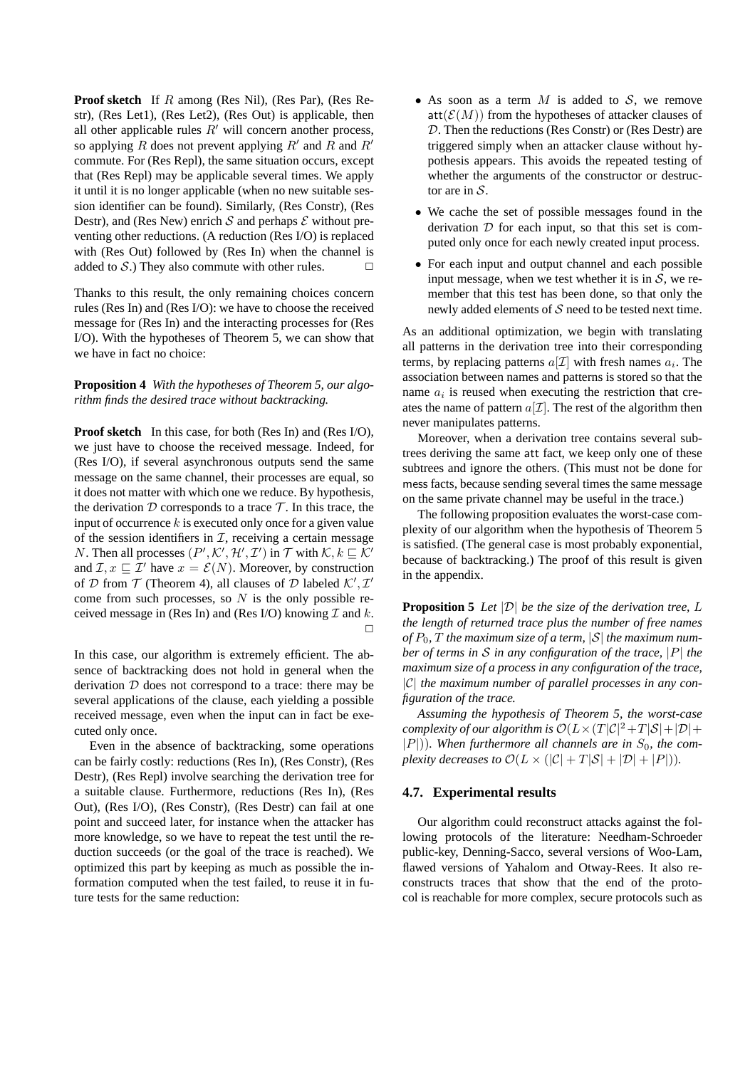**Proof sketch** If $R$ among (Res Nil), (Res Par), (Res Restr), (Res Let1), (Res Let2), (Res Out) is applicable, then all other applicable rules $R'$ will concern another process, so applying $R$ does not prevent applying $R'$ and $R$ and $R'$ commute. For (Res Repl), the same situation occurs, except that (Res Repl) may be applicable several times. We apply it until it is no longer applicable (when no new suitable session identifier can be found). Similarly, (Res Constr), (Res Destr), and (Res New) enrich $\mathcal{S}$ and perhaps $\mathcal{E}$ without preventing other reductions. (A reduction (Res I/O) is replaced with (Res Out) followed by (Res In) when the channel is added to $\mathcal{S}$.) They also commute with other rules. $\square$

Thanks to this result, the only remaining choices concern rules (Res In) and (Res I/O): we have to choose the received message for (Res In) and the interacting processes for (Res I/O). With the hypotheses of Theorem 5, we can show that we have in fact no choice:

**Proposition 4** *With the hypotheses of Theorem 5, our algorithm finds the desired trace without backtracking.*

**Proof sketch** In this case, for both (Res In) and (Res I/O), we just have to choose the received message. Indeed, for (Res I/O), if several asynchronous outputs send the same message on the same channel, their processes are equal, so it does not matter with which one we reduce. By hypothesis, the derivation $\mathcal{D}$ corresponds to a trace $\mathcal{T}$. In this trace, the input of occurrence $k$ is executed only once for a given value of the session identifiers in $\mathcal{I}$, receiving a certain message $N$. Then all processes $(P', \mathcal{K}', \mathcal{H}', \mathcal{I}')$ in $\mathcal{T}$ with $\mathcal{K}, k \sqsubseteq \mathcal{K}'$ and $\mathcal{I}, x \sqsubseteq \mathcal{I}'$ have $x = \mathcal{E}(N)$. Moreover, by construction of $\mathcal{D}$ from $\mathcal{T}$ (Theorem 4), all clauses of $\mathcal{D}$ labeled $\mathcal{K}', \mathcal{I}'$ come from such processes, so $N$ is the only possible received message in (Res In) and (Res I/O) knowing $\mathcal{I}$ and $k$. $\square$

In this case, our algorithm is extremely efficient. The absence of backtracking does not hold in general when the derivation $\mathcal{D}$ does not correspond to a trace: there may be several applications of the clause, each yielding a possible received message, even when the input can in fact be executed only once.

Even in the absence of backtracking, some operations can be fairly costly: reductions (Res In), (Res Constr), (Res Destr), (Res Repl) involve searching the derivation tree for a suitable clause. Furthermore, reductions (Res In), (Res Out), (Res I/O), (Res Constr), (Res Destr) can fail at one point and succeed later, for instance when the attacker has more knowledge, so we have to repeat the test until the reduction succeeds (or the goal of the trace is reached). We optimized this part by keeping as much as possible the information computed when the test failed, to reuse it in future tests for the same reduction:

- As soon as a term $M$ is added to $\mathcal{S}$, we remove $\mathsf{att}(\mathcal{E}(M))$ from the hypotheses of attacker clauses of $\mathcal{D}$. Then the reductions (Res Constr) or (Res Destr) are triggered simply when an attacker clause without hypothesis appears. This avoids the repeated testing of whether the arguments of the constructor or destructor are in $\mathcal{S}$.
- We cache the set of possible messages found in the derivation $\mathcal{D}$ for each input, so that this set is computed only once for each newly created input process.
- For each input and output channel and each possible input message, when we test whether it is in $\mathcal{S}$, we remember that this test has been done, so that only the newly added elements of $\mathcal{S}$ need to be tested next time.

As an additional optimization, we begin with translating all patterns in the derivation tree into their corresponding terms, by replacing patterns $a[\mathcal{I}]$ with fresh names $a_i$. The association between names and patterns is stored so that the name $a_i$ is reused when executing the restriction that creates the name of pattern $a[\mathcal{I}]$. The rest of the algorithm then never manipulates patterns.

Moreover, when a derivation tree contains several subtrees deriving the same att fact, we keep only one of these subtrees and ignore the others. (This must not be done for mess facts, because sending several times the same message on the same private channel may be useful in the trace.)

The following proposition evaluates the worst-case complexity of our algorithm when the hypothesis of Theorem 5 is satisfied. (The general case is most probably exponential, because of backtracking.) The proof of this result is given in the appendix.

**Proposition 5** *Let $|\mathcal{D}|$ be the size of the derivation tree, $L$ the length of returned trace plus the number of free names of $P_0$, $T$ the maximum size of a term, $|\mathcal{S}|$ the maximum number of terms in $\mathcal{S}$ in any configuration of the trace, $|P|$ the maximum size of a process in any configuration of the trace, $|\mathcal{C}|$ the maximum number of parallel processes in any configuration of the trace.*

*Assuming the hypothesis of Theorem 5, the worst-case complexity of our algorithm is $\mathcal{O}(L \times (T|\mathcal{C}|^2 + T|\mathcal{S}| + |\mathcal{D}| + |P|))$. When furthermore all channels are in $S_0$, the complexity decreases to $\mathcal{O}(L \times (|\mathcal{C}| + T|\mathcal{S}| + |\mathcal{D}| + |P|))$.*

### 4.7. Experimental results

Our algorithm could reconstruct attacks against the following protocols of the literature: Needham-Schroeder public-key, Denning-Sacco, several versions of Woo-Lam, flawed versions of Yahalom and Otway-Rees. It also reconstructs traces that show that the end of the protocol is reachable for more complex, secure protocols such as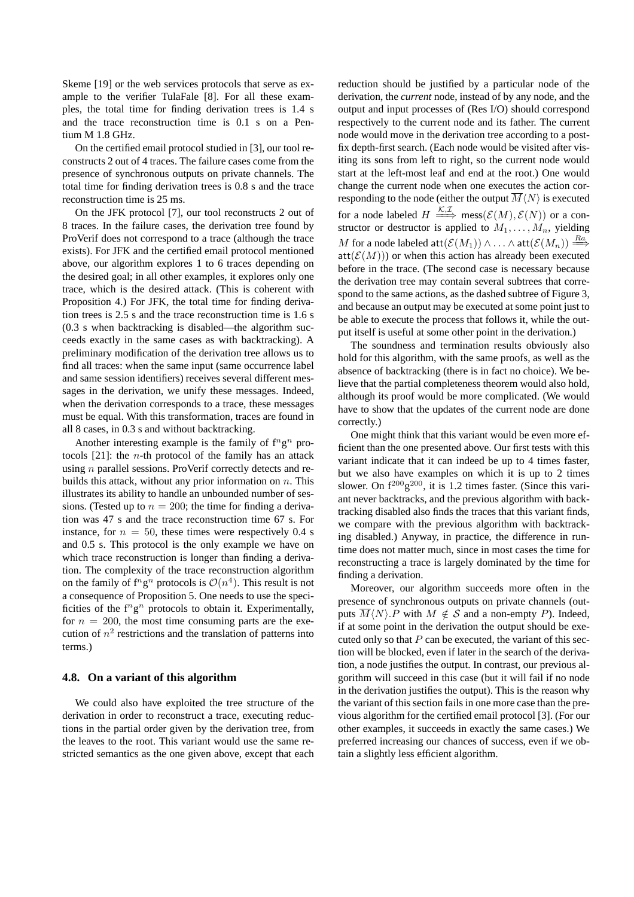Skeme [19] or the web services protocols that serve as example to the verifier TulaFale [8]. For all these examples, the total time for finding derivation trees is 1.4 s and the trace reconstruction time is 0.1 s on a Pentium M 1.8 GHz.

On the certified email protocol studied in [3], our tool reconstructs 2 out of 4 traces. The failure cases come from the presence of synchronous outputs on private channels. The total time for finding derivation trees is 0.8 s and the trace reconstruction time is 25 ms.

On the JFK protocol [7], our tool reconstructs 2 out of 8 traces. In the failure cases, the derivation tree found by ProVerif does not correspond to a trace (although the trace exists). For JFK and the certified email protocol mentioned above, our algorithm explores 1 to 6 traces depending on the desired goal; in all other examples, it explores only one trace, which is the desired attack. (This is coherent with Proposition 4.) For JFK, the total time for finding derivation trees is 2.5 s and the trace reconstruction time is 1.6 s (0.3 s when backtracking is disabled—the algorithm succeeds exactly in the same cases as with backtracking). A preliminary modification of the derivation tree allows us to find all traces: when the same input (same occurrence label and same session identifiers) receives several different messages in the derivation, we unify these messages. Indeed, when the derivation corresponds to a trace, these messages must be equal. With this transformation, traces are found in all 8 cases, in 0.3 s and without backtracking.

Another interesting example is the family of $f^n g^n$ protocols [21]: the $n$-th protocol of the family has an attack using $n$ parallel sessions. ProVerif correctly detects and rebuilds this attack, without any prior information on $n$. This illustrates its ability to handle an unbounded number of sessions. (Tested up to $n = 200$; the time for finding a derivation was 47 s and the trace reconstruction time 67 s. For instance, for $n = 50$, these times were respectively 0.4 s and 0.5 s. This protocol is the only example we have on which trace reconstruction is longer than finding a derivation. The complexity of the trace reconstruction algorithm on the family of $f^n g^n$ protocols is $\mathcal{O}(n^4)$. This result is not a consequence of Proposition 5. One needs to use the specificities of the $f^n g^n$ protocols to obtain it. Experimentally, for $n = 200$, the most time consuming parts are the execution of $n^2$ restrictions and the translation of patterns into terms.)

### 4.8. On a variant of this algorithm

We could also have exploited the tree structure of the derivation in order to reconstruct a trace, executing reductions in the partial order given by the derivation tree, from the leaves to the root. This variant would use the same restricted semantics as the one given above, except that each reduction should be justified by a particular node of the derivation, the *current* node, instead of by any node, and the output and input processes of (Res I/O) should correspond respectively to the current node and its father. The current node would move in the derivation tree according to a postfix depth-first search. (Each node would be visited after visiting its sons from left to right, so the current node would start at the left-most leaf and end at the root.) One would change the current node when one executes the action corresponding to the node (either the output $\overline{M}\langle N\rangle$ is executed for a node labeled $H \xrightarrow{\mathcal{K},\mathcal{I}} \mathsf{mess}(\mathcal{E}(M), \mathcal{E}(N))$ or a constructor or destructor is applied to $M_1, \ldots, M_n$, yielding $M$ for a node labeled $\mathsf{att}(\mathcal{E}(M_1)) \wedge \ldots \wedge \mathsf{att}(\mathcal{E}(M_n)) \xrightarrow{Ra} \mathsf{att}(\mathcal{E}(M))$) or when this action has already been executed before in the trace. (The second case is necessary because the derivation tree may contain several subtrees that correspond to the same actions, as the dashed subtree of Figure 3, and because an output may be executed at some point just to be able to execute the process that follows it, while the output itself is useful at some other point in the derivation.)

The soundness and termination results obviously also hold for this algorithm, with the same proofs, as well as the absence of backtracking (there is in fact no choice). We believe that the partial completeness theorem would also hold, although its proof would be more complicated. (We would have to show that the updates of the current node are done correctly.)

One might think that this variant would be even more efficient than the one presented above. Our first tests with this variant indicate that it can indeed be up to 4 times faster, but we also have examples on which it is up to 2 times slower. On $f^{200}g^{200}$, it is 1.2 times faster. (Since this variant never backtracks, and the previous algorithm with backtracking disabled also finds the traces that this variant finds, we compare with the previous algorithm with backtracking disabled.) Anyway, in practice, the difference in runtime does not matter much, since in most cases the time for reconstructing a trace is largely dominated by the time for finding a derivation.

Moreover, our algorithm succeeds more often in the presence of synchronous outputs on private channels (outputs $\overline{M}\langle N\rangle.P$ with $M \notin \mathcal{S}$ and a non-empty $P$). Indeed, if at some point in the derivation the output should be executed only so that $P$ can be executed, the variant of this section will be blocked, even if later in the search of the derivation, a node justifies the output. In contrast, our previous algorithm will succeed in this case (but it will fail if no node in the derivation justifies the output). This is the reason why the variant of this section fails in one more case than the previous algorithm for the certified email protocol [3]. (For our other examples, it succeeds in exactly the same cases.) We preferred increasing our chances of success, even if we obtain a slightly less efficient algorithm.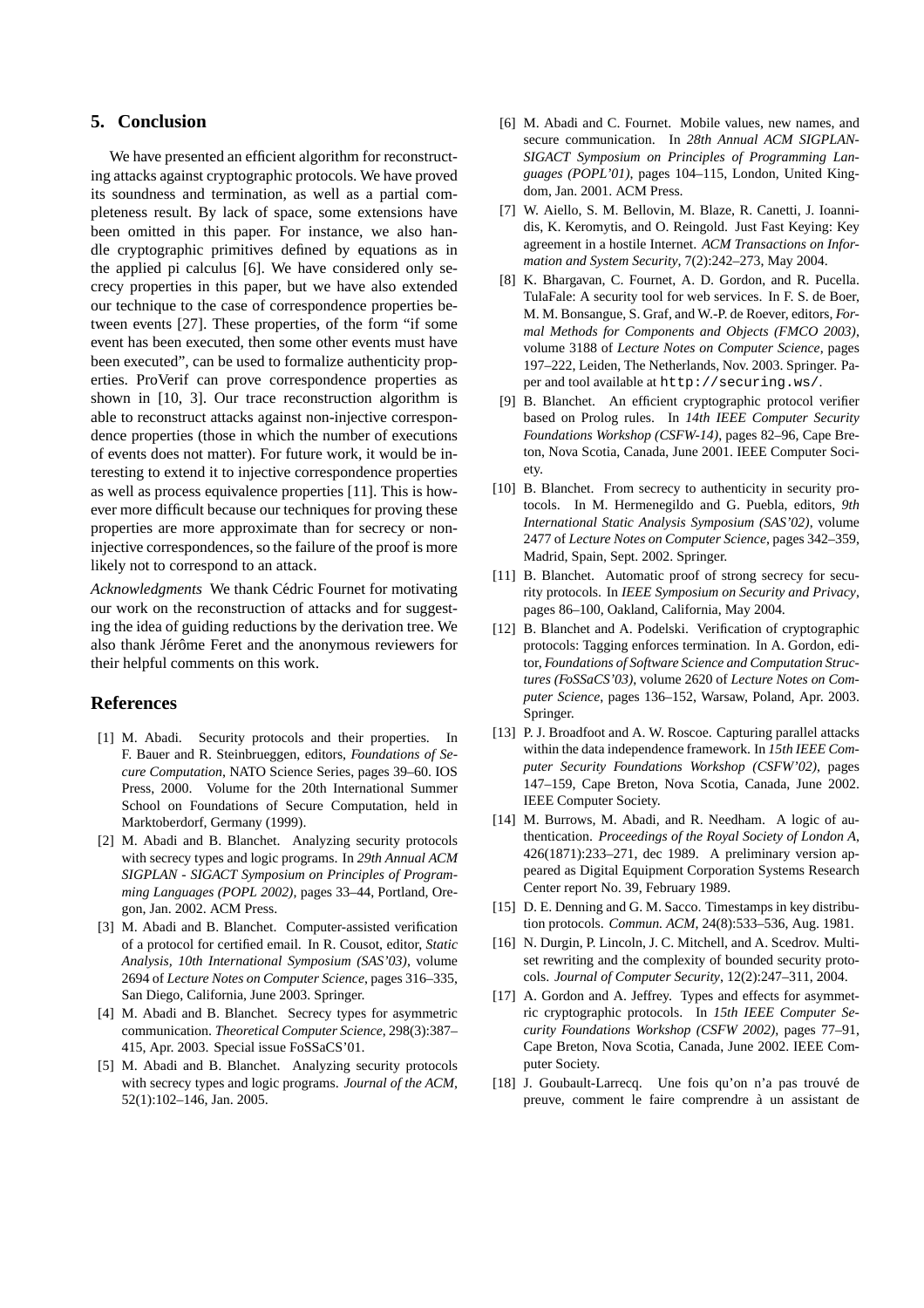## 5. Conclusion

We have presented an efficient algorithm for reconstructing attacks against cryptographic protocols. We have proved its soundness and termination, as well as a partial completeness result. By lack of space, some extensions have been omitted in this paper. For instance, we also handle cryptographic primitives defined by equations as in the applied pi calculus [6]. We have considered only secrecy properties in this paper, but we have also extended our technique to the case of correspondence properties between events [27]. These properties, of the form "if some event has been executed, then some other events must have been executed", can be used to formalize authenticity properties. ProVerif can prove correspondence properties as shown in [10, 3]. Our trace reconstruction algorithm is able to reconstruct attacks against non-injective correspondence properties (those in which the number of executions of events does not matter). For future work, it would be interesting to extend it to injective correspondence properties as well as process equivalence properties [11]. This is however more difficult because our techniques for proving these properties are more approximate than for secrecy or non-injective correspondences, so the failure of the proof is more likely not to correspond to an attack.

*Acknowledgments* We thank Cédric Fournet for motivating our work on the reconstruction of attacks and for suggesting the idea of guiding reductions by the derivation tree. We also thank Jérôme Feret and the anonymous reviewers for their helpful comments on this work.

## References

[1] M. Abadi. Security protocols and their properties. In F. Bauer and R. Steinbrueggen, editors, *Foundations of Secure Computation*, NATO Science Series, pages 39–60. IOS Press, 2000. Volume for the 20th International Summer School on Foundations of Secure Computation, held in Marktoberdorf, Germany (1999).

[2] M. Abadi and B. Blanchet. Analyzing security protocols with secrecy types and logic programs. In *29th Annual ACM SIGPLAN - SIGACT Symposium on Principles of Programming Languages (POPL 2002)*, pages 33–44, Portland, Oregon, Jan. 2002. ACM Press.

[3] M. Abadi and B. Blanchet. Computer-assisted verification of a protocol for certified email. In R. Cousot, editor, *Static Analysis, 10th International Symposium (SAS'03)*, volume 2694 of *Lecture Notes on Computer Science*, pages 316–335, San Diego, California, June 2003. Springer.

[4] M. Abadi and B. Blanchet. Secrecy types for asymmetric communication. *Theoretical Computer Science*, 298(3):387–415, Apr. 2003. Special issue FoSSaCS'01.

[5] M. Abadi and B. Blanchet. Analyzing security protocols with secrecy types and logic programs. *Journal of the ACM*, 52(1):102–146, Jan. 2005.

[6] M. Abadi and C. Fournet. Mobile values, new names, and secure communication. In *28th Annual ACM SIGPLAN-SIGACT Symposium on Principles of Programming Languages (POPL'01)*, pages 104–115, London, United Kingdom, Jan. 2001. ACM Press.

[7] W. Aiello, S. M. Bellovin, M. Blaze, R. Canetti, J. Ioannidis, K. Keromytis, and O. Reingold. Just Fast Keying: Key agreement in a hostile Internet. *ACM Transactions on Information and System Security*, 7(2):242–273, May 2004.

[8] K. Bhargavan, C. Fournet, A. D. Gordon, and R. Pucella. TulaFale: A security tool for web services. In F. S. de Boer, M. M. Bonsangue, S. Graf, and W.-P. de Roever, editors, *Formal Methods for Components and Objects (FMCO 2003)*, volume 3188 of *Lecture Notes on Computer Science*, pages 197–222, Leiden, The Netherlands, Nov. 2003. Springer. Paper and tool available at `http://securing.ws/`.

[9] B. Blanchet. An efficient cryptographic protocol verifier based on Prolog rules. In *14th IEEE Computer Security Foundations Workshop (CSFW-14)*, pages 82–96, Cape Breton, Nova Scotia, Canada, June 2001. IEEE Computer Society.

[10] B. Blanchet. From secrecy to authenticity in security protocols. In M. Hermenegildo and G. Puebla, editors, *9th International Static Analysis Symposium (SAS'02)*, volume 2477 of *Lecture Notes on Computer Science*, pages 342–359, Madrid, Spain, Sept. 2002. Springer.

[11] B. Blanchet. Automatic proof of strong secrecy for security protocols. In *IEEE Symposium on Security and Privacy*, pages 86–100, Oakland, California, May 2004.

[12] B. Blanchet and A. Podelski. Verification of cryptographic protocols: Tagging enforces termination. In A. Gordon, editor, *Foundations of Software Science and Computation Structures (FoSSaCS'03)*, volume 2620 of *Lecture Notes on Computer Science*, pages 136–152, Warsaw, Poland, Apr. 2003. Springer.

[13] P. J. Broadfoot and A. W. Roscoe. Capturing parallel attacks within the data independence framework. In *15th IEEE Computer Security Foundations Workshop (CSFW'02)*, pages 147–159, Cape Breton, Nova Scotia, Canada, June 2002. IEEE Computer Society.

[14] M. Burrows, M. Abadi, and R. Needham. A logic of authentication. *Proceedings of the Royal Society of London A*, 426(1871):233–271, dec 1989. A preliminary version appeared as Digital Equipment Corporation Systems Research Center report No. 39, February 1989.

[15] D. E. Denning and G. M. Sacco. Timestamps in key distribution protocols. *Commun. ACM*, 24(8):533–536, Aug. 1981.

[16] N. Durgin, P. Lincoln, J. C. Mitchell, and A. Scedrov. Multiset rewriting and the complexity of bounded security protocols. *Journal of Computer Security*, 12(2):247–311, 2004.

[17] A. Gordon and A. Jeffrey. Types and effects for asymmetric cryptographic protocols. In *15th IEEE Computer Security Foundations Workshop (CSFW 2002)*, pages 77–91, Cape Breton, Nova Scotia, Canada, June 2002. IEEE Computer Society.

[18] J. Goubault-Larrecq. Une fois qu'on n'a pas trouvé de preuve, comment le faire comprendre à un assistant de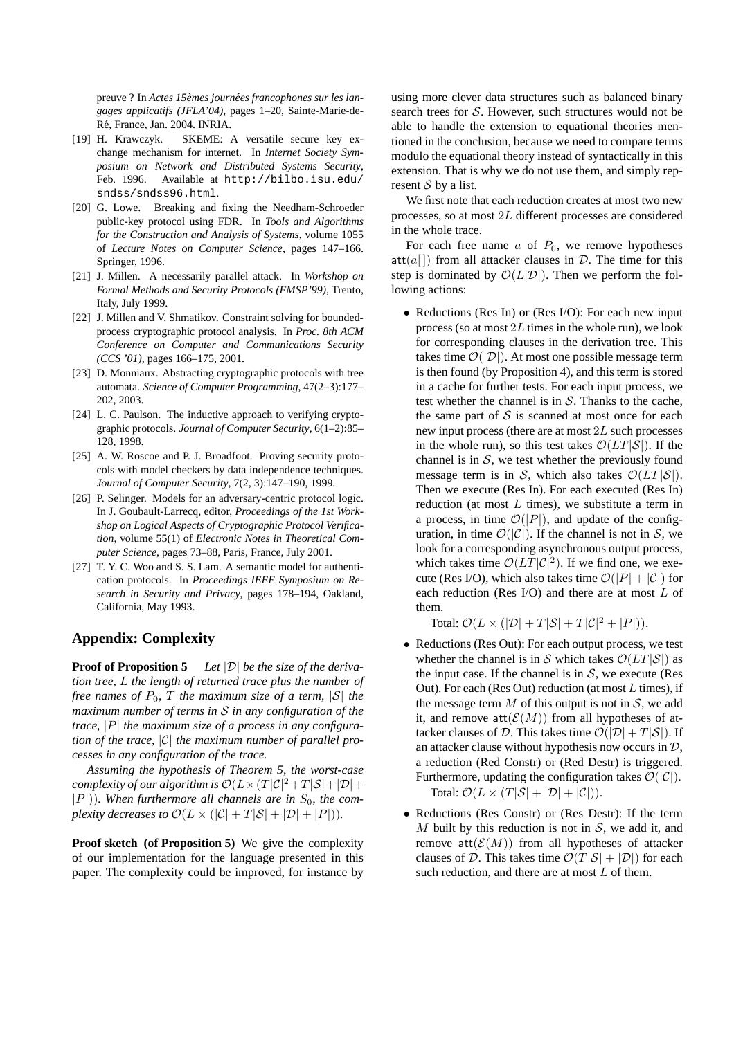preuve ? In *Actes 15èmes journées francophones sur les langages applicatifs (JFLA'04)*, pages 1–20, Sainte-Marie-de-Ré, France, Jan. 2004. INRIA.

[19] H. Krawczyk. SKEME: A versatile secure key exchange mechanism for internet. In *Internet Society Symposium on Network and Distributed Systems Security*, Feb. 1996. Available at http://bilbo.isu.edu/sndss/sndss96.html.

[20] G. Lowe. Breaking and fixing the Needham-Schroeder public-key protocol using FDR. In *Tools and Algorithms for the Construction and Analysis of Systems*, volume 1055 of *Lecture Notes on Computer Science*, pages 147–166. Springer, 1996.

[21] J. Millen. A necessarily parallel attack. In *Workshop on Formal Methods and Security Protocols (FMSP'99)*, Trento, Italy, July 1999.

[22] J. Millen and V. Shmatikov. Constraint solving for bounded-process cryptographic protocol analysis. In *Proc. 8th ACM Conference on Computer and Communications Security (CCS '01)*, pages 166–175, 2001.

[23] D. Monniaux. Abstracting cryptographic protocols with tree automata. *Science of Computer Programming*, 47(2–3):177–202, 2003.

[24] L. C. Paulson. The inductive approach to verifying cryptographic protocols. *Journal of Computer Security*, 6(1–2):85–128, 1998.

[25] A. W. Roscoe and P. J. Broadfoot. Proving security protocols with model checkers by data independence techniques. *Journal of Computer Security*, 7(2, 3):147–190, 1999.

[26] P. Selinger. Models for an adversary-centric protocol logic. In J. Goubault-Larrecq, editor, *Proceedings of the 1st Workshop on Logical Aspects of Cryptographic Protocol Verification*, volume 55(1) of *Electronic Notes in Theoretical Computer Science*, pages 73–88, Paris, France, July 2001.

[27] T. Y. C. Woo and S. S. Lam. A semantic model for authentication protocols. In *Proceedings IEEE Symposium on Research in Security and Privacy*, pages 178–194, Oakland, California, May 1993.

## Appendix: Complexity

**Proof of Proposition 5** *Let $|\mathcal{D}|$ be the size of the derivation tree, $L$ the length of returned trace plus the number of free names of $P_0$, $T$ the maximum size of a term, $|\mathcal{S}|$ the maximum number of terms in $\mathcal{S}$ in any configuration of the trace, $|P|$ the maximum size of a process in any configuration of the trace, $|\mathcal{C}|$ the maximum number of parallel processes in any configuration of the trace.*

*Assuming the hypothesis of Theorem 5, the worst-case complexity of our algorithm is $\mathcal{O}(L \times (T|\mathcal{C}|^2 + T|\mathcal{S}| + |\mathcal{D}| + |P|))$. When furthermore all channels are in $S_0$, the complexity decreases to $\mathcal{O}(L \times (|\mathcal{C}| + T|\mathcal{S}| + |\mathcal{D}| + |P|))$.*

**Proof sketch (of Proposition 5)** We give the complexity of our implementation for the language presented in this paper. The complexity could be improved, for instance by using more clever data structures such as balanced binary search trees for $\mathcal{S}$. However, such structures would not be able to handle the extension to equational theories mentioned in the conclusion, because we need to compare terms modulo the equational theory instead of syntactically in this extension. That is why we do not use them, and simply represent $\mathcal{S}$ by a list.

We first note that each reduction creates at most two new processes, so at most $2L$ different processes are considered in the whole trace.

For each free name $a$ of $P_0$, we remove hypotheses $\mathsf{att}(a[])$ from all attacker clauses in $\mathcal{D}$. The time for this step is dominated by $\mathcal{O}(L|\mathcal{D}|)$. Then we perform the following actions:

- Reductions (Res In) or (Res I/O): For each new input process (so at most $2L$ times in the whole run), we look for corresponding clauses in the derivation tree. This takes time $\mathcal{O}(|\mathcal{D}|)$. At most one possible message term is then found (by Proposition 4), and this term is stored in a cache for further tests. For each input process, we test whether the channel is in $\mathcal{S}$. Thanks to the cache, the same part of $\mathcal{S}$ is scanned at most once for each new input process (there are at most $2L$ such processes in the whole run), so this test takes $\mathcal{O}(LT|\mathcal{S}|)$. If the channel is in $\mathcal{S}$, we test whether the previously found message term is in $\mathcal{S}$, which also takes $\mathcal{O}(LT|\mathcal{S}|)$. Then we execute (Res In). For each executed (Res In) reduction (at most $L$ times), we substitute a term in a process, in time $\mathcal{O}(|P|)$, and update of the configuration, in time $\mathcal{O}(|\mathcal{C}|)$. If the channel is not in $\mathcal{S}$, we look for a corresponding asynchronous output process, which takes time $\mathcal{O}(LT|\mathcal{C}|^2)$. If we find one, we execute (Res I/O), which also takes time $\mathcal{O}(|P| + |\mathcal{C}|)$ for each reduction (Res I/O) and there are at most $L$ of them.

  Total: $\mathcal{O}(L \times (|\mathcal{D}| + T|\mathcal{S}| + T|\mathcal{C}|^2 + |P|))$.

- Reductions (Res Out): For each output process, we test whether the channel is in $\mathcal{S}$ which takes $\mathcal{O}(LT|\mathcal{S}|)$ as the input case. If the channel is in $\mathcal{S}$, we execute (Res Out). For each (Res Out) reduction (at most $L$ times), if the message term $M$ of this output is not in $\mathcal{S}$, we add it, and remove $\mathsf{att}(\mathcal{E}(M))$ from all hypotheses of attacker clauses of $\mathcal{D}$. This takes time $\mathcal{O}(|\mathcal{D}| + T|\mathcal{S}|)$. If an attacker clause without hypothesis now occurs in $\mathcal{D}$, a reduction (Red Constr) or (Red Destr) is triggered. Furthermore, updating the configuration takes $\mathcal{O}(|\mathcal{C}|)$.

  Total: $\mathcal{O}(L \times (T|\mathcal{S}| + |\mathcal{D}| + |\mathcal{C}|))$.

- Reductions (Res Constr) or (Res Destr): If the term $M$ built by this reduction is not in $\mathcal{S}$, we add it, and remove $\mathsf{att}(\mathcal{E}(M))$ from all hypotheses of attacker clauses of $\mathcal{D}$. This takes time $\mathcal{O}(T|\mathcal{S}| + |\mathcal{D}|)$ for each such reduction, and there are at most $L$ of them.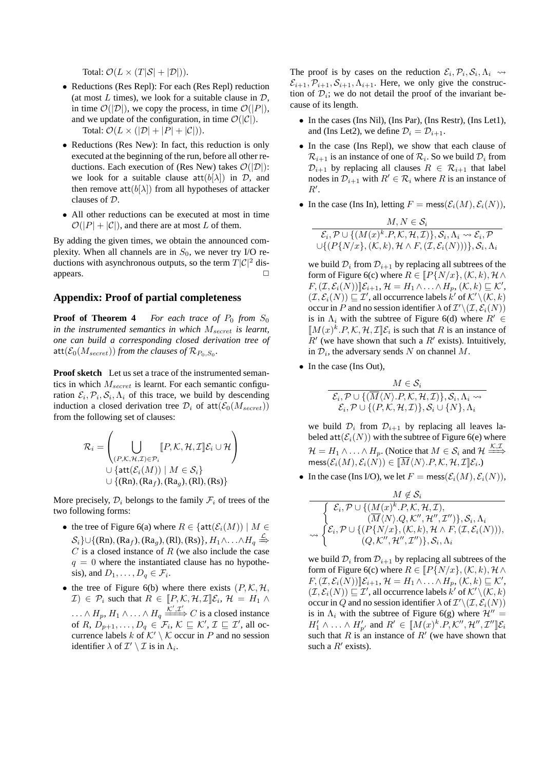Total: $\mathcal{O}(L \times (T|\mathcal{S}| + |\mathcal{D}|))$.

- Reductions (Res Repl): For each (Res Repl) reduction (at most $L$ times), we look for a suitable clause in $\mathcal{D}$, in time $\mathcal{O}(|\mathcal{D}|)$, we copy the process, in time $\mathcal{O}(|P|)$, and we update of the configuration, in time $\mathcal{O}(|\mathcal{C}|)$.
  Total: $\mathcal{O}(L \times (|\mathcal{D}| + |P| + |\mathcal{C}|))$.
- Reductions (Res New): In fact, this reduction is only executed at the beginning of the run, before all other reductions. Each execution of (Res New) takes $\mathcal{O}(|\mathcal{D}|)$: we look for a suitable clause $\mathsf{att}(b[\lambda])$ in $\mathcal{D}$, and then remove $\mathsf{att}(b[\lambda])$ from all hypotheses of attacker clauses of $\mathcal{D}$.
- All other reductions can be executed at most in time $\mathcal{O}(|P| + |\mathcal{C}|)$, and there are at most $L$ of them.

By adding the given times, we obtain the announced complexity. When all channels are in $S_0$, we never try I/O reductions with asynchronous outputs, so the term $T|\mathcal{C}|^2$ disappears. □

## Appendix: Proof of partial completeness

**Proof of Theorem 4** *For each trace of $P_0$ from $S_0$ in the instrumented semantics in which $M_{secret}$ is learnt, one can build a corresponding closed derivation tree of $\mathsf{att}(\mathcal{E}_0(M_{secret}))$ from the clauses of $\mathcal{R}_{P_0,S_0}$.*

**Proof sketch** Let us set a trace of the instrumented semantics in which $M_{secret}$ is learnt. For each semantic configuration $\mathcal{E}_i, \mathcal{P}_i, \mathcal{S}_i, \Lambda_i$ of this trace, we build by descending induction a closed derivation tree $\mathcal{D}_i$ of $\mathsf{att}(\mathcal{E}_0(M_{secret}))$ from the following set of clauses:

$$\mathcal{R}_i = \left( \bigcup_{(P,\mathcal{K},\mathcal{H},\mathcal{I}) \in \mathcal{P}_i} [\![P, \mathcal{K}, \mathcal{H}, \mathcal{I}]\!]\mathcal{E}_i \cup \mathcal{H} \right) \\ \cup \{\mathsf{att}(\mathcal{E}_i(M)) \mid M \in \mathcal{S}_i\} \\ \cup \{(\mathrm{Rn}), (\mathrm{Ra}_f), (\mathrm{Ra}_g), (\mathrm{Rl}), (\mathrm{Rs})\}$$

More precisely, $\mathcal{D}_i$ belongs to the family $\mathcal{F}_i$ of trees of the two following forms:

- the tree of Figure 6(a) where $R \in \{\mathsf{att}(\mathcal{E}_i(M)) \mid M \in \mathcal{S}_i\} \cup \{(\mathrm{Rn}), (\mathrm{Ra}_f), (\mathrm{Ra}_g), (\mathrm{Rl}), (\mathrm{Rs})\}$, $H_1 \wedge \ldots \wedge H_q \stackrel{\mathcal{L}}{\Rightarrow} C$ is a closed instance of $R$ (we also include the case $q = 0$ where the instantiated clause has no hypothesis), and $D_1, \ldots, D_q \in \mathcal{F}_i$.
- the tree of Figure 6(b) where there exists $(P, \mathcal{K}, \mathcal{H}, \mathcal{I}) \in \mathcal{P}_i$ such that $R \in [\![P, \mathcal{K}, \mathcal{H}, \mathcal{I}]\!]\mathcal{E}_i$, $\mathcal{H} = H_1 \wedge \ldots \wedge H_p$, $H_1 \wedge \ldots \wedge H_q \xrightarrow{\mathcal{K}', \mathcal{I}'} C$ is a closed instance of $R$, $D_{p+1}, \ldots, D_q \in \mathcal{F}_i$, $\mathcal{K} \sqsubseteq \mathcal{K}'$, $\mathcal{I} \sqsubseteq \mathcal{I}'$, all occurrence labels $k$ of $\mathcal{K}' \setminus \mathcal{K}$ occur in $P$ and no session identifier $\lambda$ of $\mathcal{I}' \setminus \mathcal{I}$ is in $\Lambda_i$.

The proof is by cases on the reduction $\mathcal{E}_i, \mathcal{P}_i, \mathcal{S}_i, \Lambda_i \rightsquigarrow \mathcal{E}_{i+1}, \mathcal{P}_{i+1}, \mathcal{S}_{i+1}, \Lambda_{i+1}$. Here, we only give the construction of $\mathcal{D}_i$; we do not detail the proof of the invariant because of its length.

- In the cases (Ins Nil), (Ins Par), (Ins Restr), (Ins Let1), and (Ins Let2), we define $\mathcal{D}_i = \mathcal{D}_{i+1}$.
- In the case (Ins Repl), we show that each clause of $\mathcal{R}_{i+1}$ is an instance of one of $\mathcal{R}_i$. So we build $\mathcal{D}_i$ from $\mathcal{D}_{i+1}$ by replacing all clauses $R \in \mathcal{R}_{i+1}$ that label nodes in $\mathcal{D}_{i+1}$ with $R' \in \mathcal{R}_i$ where $R$ is an instance of $R'$.
- In the case (Ins In), letting $F = \mathsf{mess}(\mathcal{E}_i(M), \mathcal{E}_i(N))$,

$$\frac{M, N \in \mathcal{S}_i}{\begin{array}{c}\mathcal{E}_i, \mathcal{P} \cup \{(M(x)^k.P, \mathcal{K}, \mathcal{H}, \mathcal{I})\}, \mathcal{S}_i, \Lambda_i \rightsquigarrow \mathcal{E}_i, \mathcal{P} \\ \cup \{(P\{N/x\}, (\mathcal{K}, k), \mathcal{H} \wedge F, (\mathcal{I}, \mathcal{E}_i(N)))\}, \mathcal{S}_i, \Lambda_i\end{array}}$$

  we build $\mathcal{D}_i$ from $\mathcal{D}_{i+1}$ by replacing all subtrees of the form of Figure 6(c) where $R \in [\![P\{N/x\}, (\mathcal{K}, k), \mathcal{H} \wedge F, (\mathcal{I}, \mathcal{E}_i(N))]\!]\mathcal{E}_{i+1}$, $\mathcal{H} = H_1 \wedge \ldots \wedge H_p$, $(\mathcal{K}, k) \sqsubseteq \mathcal{K}'$, $(\mathcal{I}, \mathcal{E}_i(N)) \sqsubseteq \mathcal{I}'$, all occurrence labels $k'$ of $\mathcal{K}' \setminus (\mathcal{K}, k)$ occur in $P$ and no session identifier $\lambda$ of $\mathcal{I}' \setminus (\mathcal{I}, \mathcal{E}_i(N))$ is in $\Lambda_i$ with the subtree of Figure 6(d) where $R' \in [\![M(x)^k.P, \mathcal{K}, \mathcal{H}, \mathcal{I}]\!]\mathcal{E}_i$ is such that $R$ is an instance of $R'$ (we have shown that such a $R'$ exists). Intuitively, in $\mathcal{D}_i$, the adversary sends $N$ on channel $M$.
- In the case (Ins Out),

$$\frac{M \in \mathcal{S}_i}{\begin{array}{c}\mathcal{E}_i, \mathcal{P} \cup \{(\overline{M}\langle N \rangle.P, \mathcal{K}, \mathcal{H}, \mathcal{I})\}, \mathcal{S}_i, \Lambda_i \rightsquigarrow \\ \mathcal{E}_i, \mathcal{P} \cup \{(P, \mathcal{K}, \mathcal{H}, \mathcal{I})\}, \mathcal{S}_i \cup \{N\}, \Lambda_i\end{array}}$$

  we build $\mathcal{D}_i$ from $\mathcal{D}_{i+1}$ by replacing all leaves labeled $\mathsf{att}(\mathcal{E}_i(N))$ with the subtree of Figure 6(e) where $\mathcal{H} = H_1 \wedge \ldots \wedge H_p$. (Notice that $M \in \mathcal{S}_i$ and $\mathcal{H} \xrightarrow{\mathcal{K}, \mathcal{I}} \mathsf{mess}(\mathcal{E}_i(M), \mathcal{E}_i(N)) \in [\![\overline{M}\langle N \rangle.P, \mathcal{K}, \mathcal{H}, \mathcal{I}]\!]\mathcal{E}_i$.)
- In the case (Ins I/O), we let $F = \mathsf{mess}(\mathcal{E}_i(M), \mathcal{E}_i(N))$,

$$\frac{M \notin \mathcal{S}_i}{\begin{array}{l}\begin{cases} \mathcal{E}_i, \mathcal{P} \cup \{(M(x)^k.P, \mathcal{K}, \mathcal{H}, \mathcal{I}), \\ \qquad (\overline{M}\langle N \rangle.Q, \mathcal{K}'', \mathcal{H}'', \mathcal{I}'')\}, \mathcal{S}_i, \Lambda_i \end{cases} \\ \rightsquigarrow \begin{cases} \mathcal{E}_i, \mathcal{P} \cup \{(P\{N/x\}, (\mathcal{K}, k), \mathcal{H} \wedge F, (\mathcal{I}, \mathcal{E}_i(N))), \\ \qquad (Q, \mathcal{K}'', \mathcal{H}'', \mathcal{I}'')\}, \mathcal{S}_i, \Lambda_i \end{cases}\end{array}}$$

  we build $\mathcal{D}_i$ from $\mathcal{D}_{i+1}$ by replacing all subtrees of the form of Figure 6(c) where $R \in [\![P\{N/x\}, (\mathcal{K}, k), \mathcal{H} \wedge F, (\mathcal{I}, \mathcal{E}_i(N))]\!]\mathcal{E}_{i+1}$, $\mathcal{H} = H_1 \wedge \ldots \wedge H_p$, $(\mathcal{K}, k) \sqsubseteq \mathcal{K}'$, $(\mathcal{I}, \mathcal{E}_i(N)) \sqsubseteq \mathcal{I}'$, all occurrence labels $k'$ of $\mathcal{K}' \setminus (\mathcal{K}, k)$ occur in $Q$ and no session identifier $\lambda$ of $\mathcal{I}' \setminus (\mathcal{I}, \mathcal{E}_i(N))$ is in $\Lambda_i$ with the subtree of Figure 6(g) where $\mathcal{H}'' = H'_1 \wedge \ldots \wedge H'_{p'}$ and $R' \in [\![M(x)^k.P, \mathcal{K}'', \mathcal{H}'', \mathcal{I}'']\!]\mathcal{E}_i$ such that $R$ is an instance of $R'$ (we have shown that such a $R'$ exists).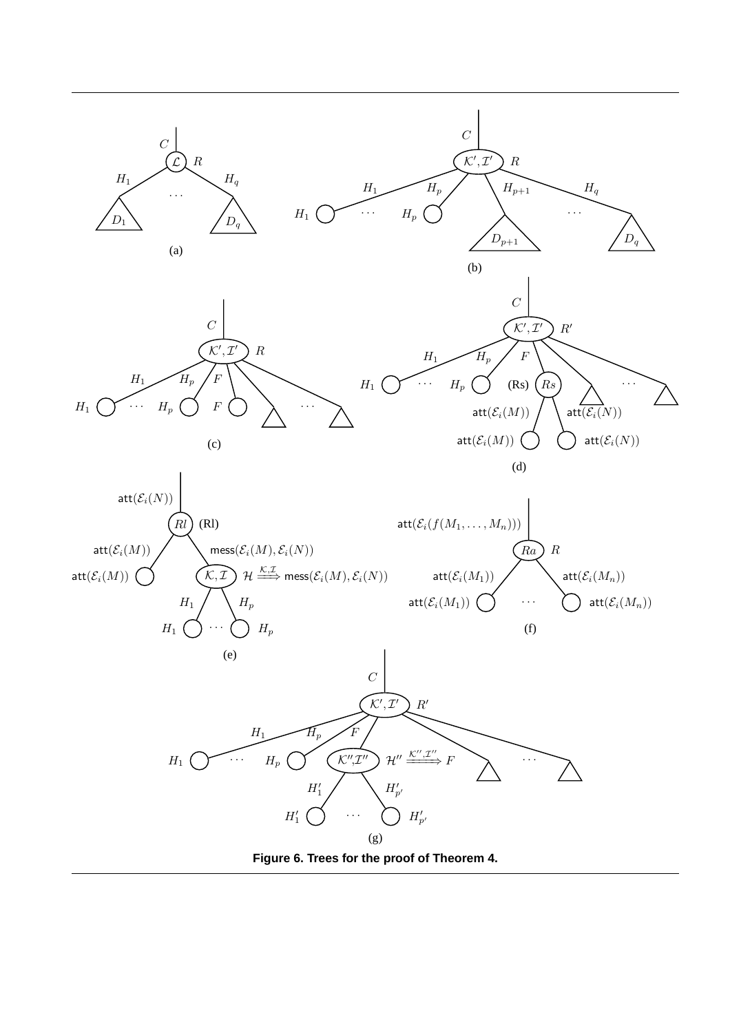**Figure 6. Trees for the proof of Theorem 4.**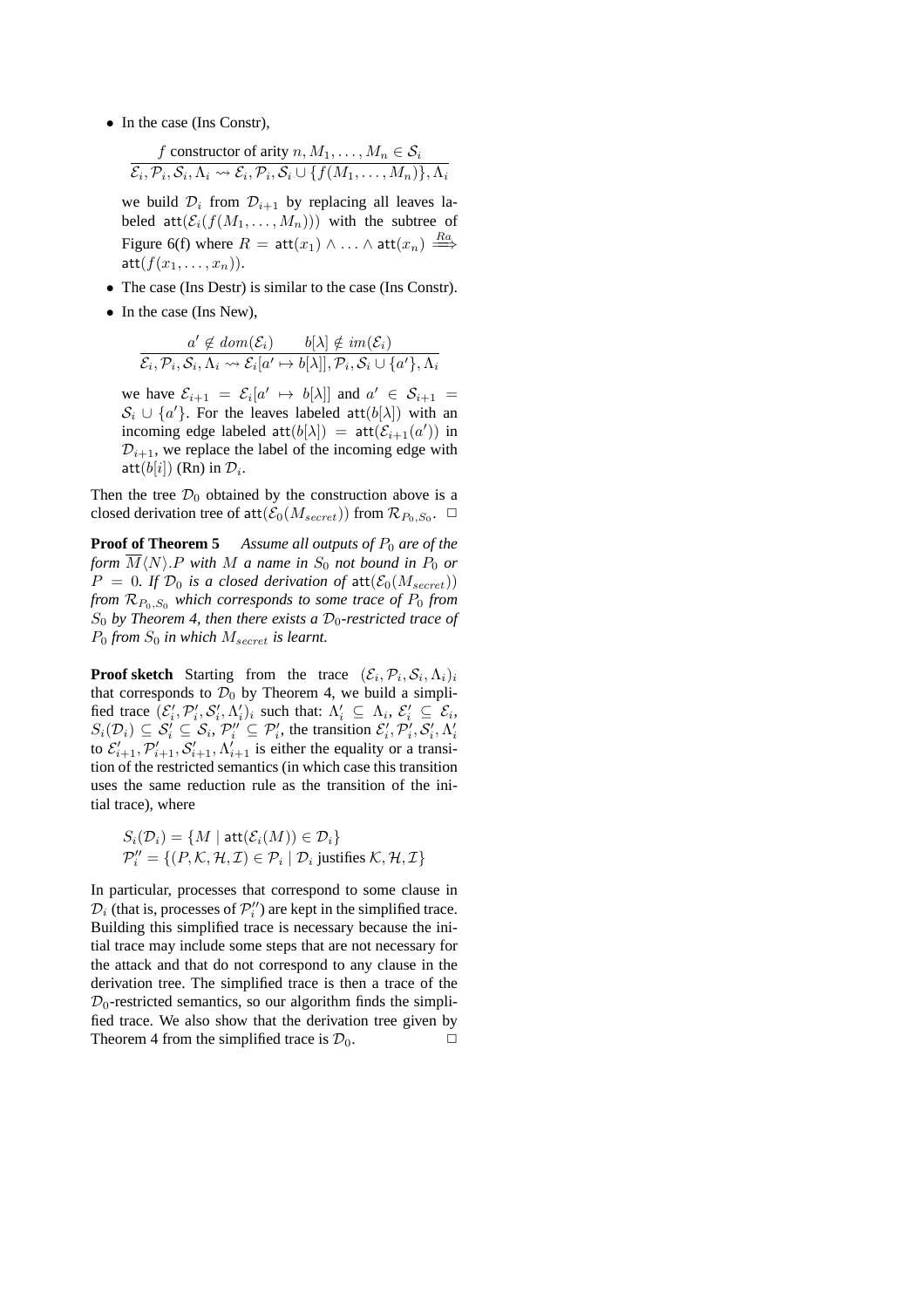- In the case (Ins Constr),

$$\frac{f \text{ constructor of arity } n, M_1, \ldots, M_n \in \mathcal{S}_i}{\mathcal{E}_i, \mathcal{P}_i, \mathcal{S}_i, \Lambda_i \rightsquigarrow \mathcal{E}_i, \mathcal{P}_i, \mathcal{S}_i \cup \{f(M_1, \ldots, M_n)\}, \Lambda_i}$$

  we build $\mathcal{D}_i$ from $\mathcal{D}_{i+1}$ by replacing all leaves labeled $\mathsf{att}(\mathcal{E}_i(f(M_1, \ldots, M_n)))$ with the subtree of Figure 6(f) where $R = \mathsf{att}(x_1) \wedge \ldots \wedge \mathsf{att}(x_n) \stackrel{Ra}{\Longrightarrow} \mathsf{att}(f(x_1, \ldots, x_n))$.

- The case (Ins Destr) is similar to the case (Ins Constr).
- In the case (Ins New),

$$\frac{a' \notin dom(\mathcal{E}_i) \qquad b[\lambda] \notin im(\mathcal{E}_i)}{\mathcal{E}_i, \mathcal{P}_i, \mathcal{S}_i, \Lambda_i \rightsquigarrow \mathcal{E}_i[a' \mapsto b[\lambda]], \mathcal{P}_i, \mathcal{S}_i \cup \{a'\}, \Lambda_i}$$

  we have $\mathcal{E}_{i+1} = \mathcal{E}_i[a' \mapsto b[\lambda]]$ and $a' \in \mathcal{S}_{i+1} = \mathcal{S}_i \cup \{a'\}$. For the leaves labeled $\mathsf{att}(b[\lambda])$ with an incoming edge labeled $\mathsf{att}(b[\lambda]) = \mathsf{att}(\mathcal{E}_{i+1}(a'))$ in $\mathcal{D}_{i+1}$, we replace the label of the incoming edge with $\mathsf{att}(b[i])$ (Rn) in $\mathcal{D}_i$.

Then the tree $\mathcal{D}_0$ obtained by the construction above is a closed derivation tree of $\mathsf{att}(\mathcal{E}_0(M_{secret}))$ from $\mathcal{R}_{P_0,S_0}$. $\square$

**Proof of Theorem 5** *Assume all outputs of $P_0$ are of the form $\overline{M}\langle N\rangle.P$ with $M$ a name in $S_0$ not bound in $P_0$ or $P = 0$. If $\mathcal{D}_0$ is a closed derivation of $\mathsf{att}(\mathcal{E}_0(M_{secret}))$ from $\mathcal{R}_{P_0,S_0}$ which corresponds to some trace of $P_0$ from $S_0$ by Theorem 4, then there exists a $\mathcal{D}_0$-restricted trace of $P_0$ from $S_0$ in which $M_{secret}$ is learnt.*

**Proof sketch** Starting from the trace $(\mathcal{E}_i, \mathcal{P}_i, \mathcal{S}_i, \Lambda_i)_i$ that corresponds to $\mathcal{D}_0$ by Theorem 4, we build a simplified trace $(\mathcal{E}'_i, \mathcal{P}'_i, \mathcal{S}'_i, \Lambda'_i)_i$ such that: $\Lambda'_i \subseteq \Lambda_i$, $\mathcal{E}'_i \subseteq \mathcal{E}_i$, $S_i(\mathcal{D}_i) \subseteq \mathcal{S}'_i \subseteq \mathcal{S}_i$, $\mathcal{P}''_i \subseteq \mathcal{P}'_i$, the transition $\mathcal{E}'_i, \mathcal{P}'_i, \mathcal{S}'_i, \Lambda'_i$ to $\mathcal{E}'_{i+1}, \mathcal{P}'_{i+1}, \mathcal{S}'_{i+1}, \Lambda'_{i+1}$ is either the equality or a transition of the restricted semantics (in which case this transition uses the same reduction rule as the transition of the initial trace), where

$$S_i(\mathcal{D}_i) = \{M \mid \mathsf{att}(\mathcal{E}_i(M)) \in \mathcal{D}_i\}$$
$$\mathcal{P}''_i = \{(P, \mathcal{K}, \mathcal{H}, \mathcal{I}) \in \mathcal{P}_i \mid \mathcal{D}_i \text{ justifies } \mathcal{K}, \mathcal{H}, \mathcal{I}\}$$

In particular, processes that correspond to some clause in $\mathcal{D}_i$ (that is, processes of $\mathcal{P}''_i$) are kept in the simplified trace. Building this simplified trace is necessary because the initial trace may include some steps that are not necessary for the attack and that do not correspond to any clause in the derivation tree. The simplified trace is then a trace of the $\mathcal{D}_0$-restricted semantics, so our algorithm finds the simplified trace. We also show that the derivation tree given by Theorem 4 from the simplified trace is $\mathcal{D}_0$. $\square$